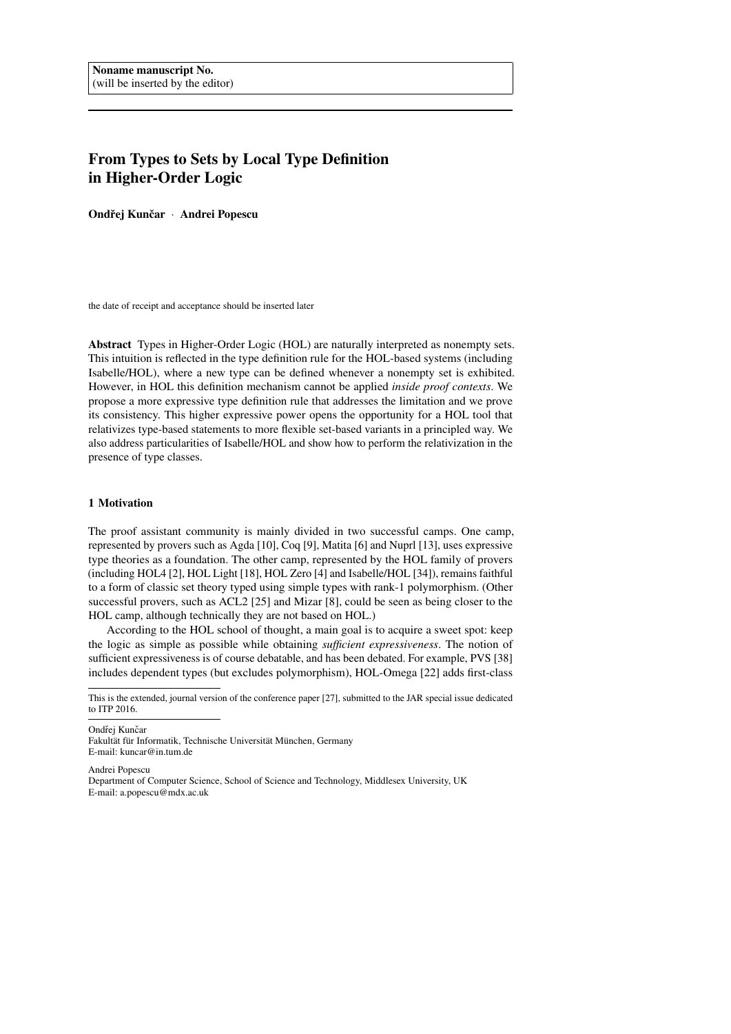Noname manuscript No.
(will be inserted by the editor)

# From Types to Sets by Local Type Definition in Higher-Order Logic

**Ondřej Kunčar** · **Andrei Popescu**

the date of receipt and acceptance should be inserted later

**Abstract** Types in Higher-Order Logic (HOL) are naturally interpreted as nonempty sets. This intuition is reflected in the type definition rule for the HOL-based systems (including Isabelle/HOL), where a new type can be defined whenever a nonempty set is exhibited. However, in HOL this definition mechanism cannot be applied *inside proof contexts*. We propose a more expressive type definition rule that addresses the limitation and we prove its consistency. This higher expressive power opens the opportunity for a HOL tool that relativizes type-based statements to more flexible set-based variants in a principled way. We also address particularities of Isabelle/HOL and show how to perform the relativization in the presence of type classes.

## 1 Motivation

The proof assistant community is mainly divided in two successful camps. One camp, represented by provers such as Agda [10], Coq [9], Matita [6] and Nuprl [13], uses expressive type theories as a foundation. The other camp, represented by the HOL family of provers (including HOL4 [2], HOL Light [18], HOL Zero [4] and Isabelle/HOL [34]), remains faithful to a form of classic set theory typed using simple types with rank-1 polymorphism. (Other successful provers, such as ACL2 [25] and Mizar [8], could be seen as being closer to the HOL camp, although technically they are not based on HOL.)

According to the HOL school of thought, a main goal is to acquire a sweet spot: keep the logic as simple as possible while obtaining *sufficient expressiveness*. The notion of sufficient expressiveness is of course debatable, and has been debated. For example, PVS [38] includes dependent types (but excludes polymorphism), HOL-Omega [22] adds first-class

---

This is the extended, journal version of the conference paper [27], submitted to the JAR special issue dedicated to ITP 2016.

---

Ondřej Kunčar
Fakultät für Informatik, Technische Universität München, Germany
E-mail: kuncar@in.tum.de

Andrei Popescu
Department of Computer Science, School of Science and Technology, Middlesex University, UK
E-mail: a.popescu@mdx.ac.uk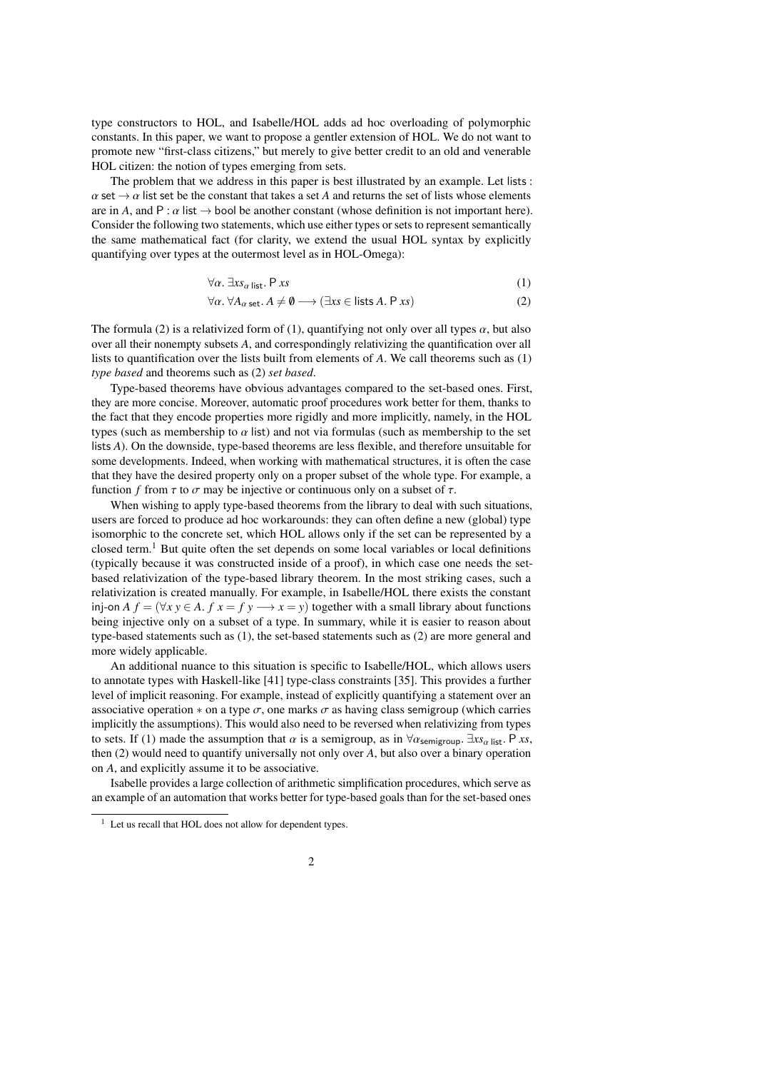type constructors to HOL, and Isabelle/HOL adds ad hoc overloading of polymorphic constants. In this paper, we want to propose a gentler extension of HOL. We do not want to promote new "first-class citizens," but merely to give better credit to an old and venerable HOL citizen: the notion of types emerging from sets.

The problem that we address in this paper is best illustrated by an example. Let $\mathsf{lists} : \alpha\ \mathsf{set} \to \alpha\ \mathsf{list}\ \mathsf{set}$ be the constant that takes a set $A$ and returns the set of lists whose elements are in $A$, and $\mathsf{P} : \alpha\ \mathsf{list} \to \mathsf{bool}$ be another constant (whose definition is not important here). Consider the following two statements, which use either types or sets to represent semantically the same mathematical fact (for clarity, we extend the usual HOL syntax by explicitly quantifying over types at the outermost level as in HOL-Omega):

$$\forall \alpha.\ \exists xs_{\alpha\ \mathsf{list}}.\ \mathsf{P}\ xs \tag{1}$$

$$\forall \alpha.\ \forall A_{\alpha\ \mathsf{set}}.\ A \neq \emptyset \longrightarrow (\exists xs \in \mathsf{lists}\ A.\ \mathsf{P}\ xs) \tag{2}$$

The formula (2) is a relativized form of (1), quantifying not only over all types $\alpha$, but also over all their nonempty subsets $A$, and correspondingly relativizing the quantification over all lists to quantification over the lists built from elements of $A$. We call theorems such as (1) *type based* and theorems such as (2) *set based*.

Type-based theorems have obvious advantages compared to the set-based ones. First, they are more concise. Moreover, automatic proof procedures work better for them, thanks to the fact that they encode properties more rigidly and more implicitly, namely, in the HOL types (such as membership to $\alpha$ list) and not via formulas (such as membership to the set lists $A$). On the downside, type-based theorems are less flexible, and therefore unsuitable for some developments. Indeed, when working with mathematical structures, it is often the case that they have the desired property only on a proper subset of the whole type. For example, a function $f$ from $\tau$ to $\sigma$ may be injective or continuous only on a subset of $\tau$.

When wishing to apply type-based theorems from the library to deal with such situations, users are forced to produce ad hoc workarounds: they can often define a new (global) type isomorphic to the concrete set, which HOL allows only if the set can be represented by a closed term.[1] But quite often the set depends on some local variables or local definitions (typically because it was constructed inside of a proof), in which case one needs the set-based relativization of the type-based library theorem. In the most striking cases, such a relativization is created manually. For example, in Isabelle/HOL there exists the constant $\mathsf{inj\text{-}on}\ A\ f = (\forall x\ y \in A.\ f\ x = f\ y \longrightarrow x = y)$ together with a small library about functions being injective only on a subset of a type. In summary, while it is easier to reason about type-based statements such as (1), the set-based statements such as (2) are more general and more widely applicable.

An additional nuance to this situation is specific to Isabelle/HOL, which allows users to annotate types with Haskell-like [41] type-class constraints [35]. This provides a further level of implicit reasoning. For example, instead of explicitly quantifying a statement over an associative operation $*$ on a type $\sigma$, one marks $\sigma$ as having class semigroup (which carries implicitly the assumptions). This would also need to be reversed when relativizing from types to sets. If (1) made the assumption that $\alpha$ is a semigroup, as in $\forall \alpha_{\mathsf{semigroup}}.\ \exists xs_{\alpha\ \mathsf{list}}.\ \mathsf{P}\ xs$, then (2) would need to quantify universally not only over $A$, but also over a binary operation on $A$, and explicitly assume it to be associative.

Isabelle provides a large collection of arithmetic simplification procedures, which serve as an example of an automation that works better for type-based goals than for the set-based ones

[1] Let us recall that HOL does not allow for dependent types.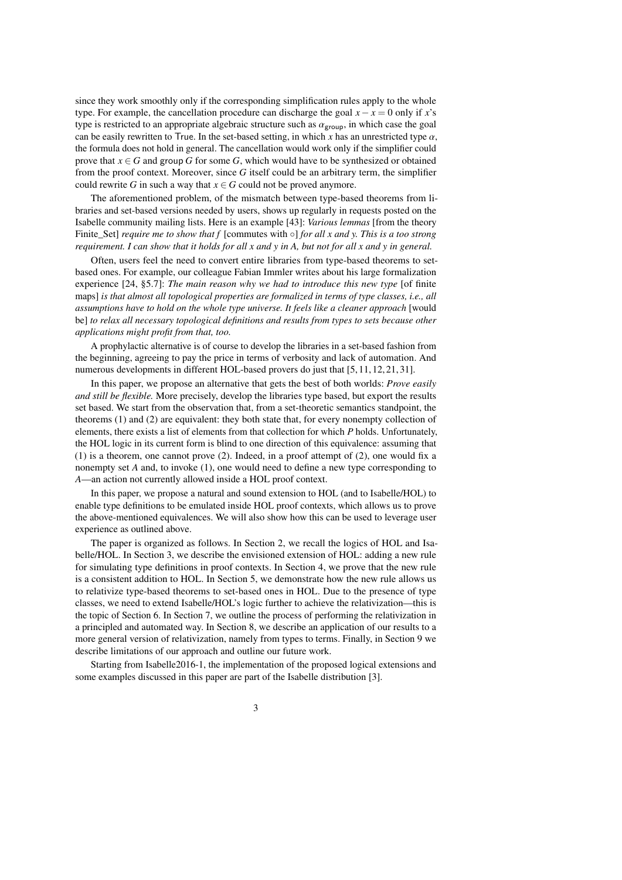since they work smoothly only if the corresponding simplification rules apply to the whole type. For example, the cancellation procedure can discharge the goal $x - x = 0$ only if $x$'s type is restricted to an appropriate algebraic structure such as $\alpha_{\mathsf{group}}$, in which case the goal can be easily rewritten to True. In the set-based setting, in which $x$ has an unrestricted type $\alpha$, the formula does not hold in general. The cancellation would work only if the simplifier could prove that $x \in G$ and group $G$ for some $G$, which would have to be synthesized or obtained from the proof context. Moreover, since $G$ itself could be an arbitrary term, the simplifier could rewrite $G$ in such a way that $x \in G$ could not be proved anymore.

The aforementioned problem, of the mismatch between type-based theorems from libraries and set-based versions needed by users, shows up regularly in requests posted on the Isabelle community mailing lists. Here is an example [43]: *Various lemmas* [from the theory Finite_Set] *require me to show that f* [commutes with $\circ$] *for all x and y. This is a too strong requirement. I can show that it holds for all x and y in A, but not for all x and y in general.*

Often, users feel the need to convert entire libraries from type-based theorems to set-based ones. For example, our colleague Fabian Immler writes about his large formalization experience [24, §5.7]: *The main reason why we had to introduce this new type* [of finite maps] *is that almost all topological properties are formalized in terms of type classes, i.e., all assumptions have to hold on the whole type universe. It feels like a cleaner approach* [would be] *to relax all necessary topological definitions and results from types to sets because other applications might profit from that, too.*

A prophylactic alternative is of course to develop the libraries in a set-based fashion from the beginning, agreeing to pay the price in terms of verbosity and lack of automation. And numerous developments in different HOL-based provers do just that [5, 11, 12, 21, 31].

In this paper, we propose an alternative that gets the best of both worlds: *Prove easily and still be flexible.* More precisely, develop the libraries type based, but export the results set based. We start from the observation that, from a set-theoretic semantics standpoint, the theorems (1) and (2) are equivalent: they both state that, for every nonempty collection of elements, there exists a list of elements from that collection for which $P$ holds. Unfortunately, the HOL logic in its current form is blind to one direction of this equivalence: assuming that (1) is a theorem, one cannot prove (2). Indeed, in a proof attempt of (2), one would fix a nonempty set $A$ and, to invoke (1), one would need to define a new type corresponding to $A$—an action not currently allowed inside a HOL proof context.

In this paper, we propose a natural and sound extension to HOL (and to Isabelle/HOL) to enable type definitions to be emulated inside HOL proof contexts, which allows us to prove the above-mentioned equivalences. We will also show how this can be used to leverage user experience as outlined above.

The paper is organized as follows. In Section 2, we recall the logics of HOL and Isabelle/HOL. In Section 3, we describe the envisioned extension of HOL: adding a new rule for simulating type definitions in proof contexts. In Section 4, we prove that the new rule is a consistent addition to HOL. In Section 5, we demonstrate how the new rule allows us to relativize type-based theorems to set-based ones in HOL. Due to the presence of type classes, we need to extend Isabelle/HOL's logic further to achieve the relativization—this is the topic of Section 6. In Section 7, we outline the process of performing the relativization in a principled and automated way. In Section 8, we describe an application of our results to a more general version of relativization, namely from types to terms. Finally, in Section 9 we describe limitations of our approach and outline our future work.

Starting from Isabelle2016-1, the implementation of the proposed logical extensions and some examples discussed in this paper are part of the Isabelle distribution [3].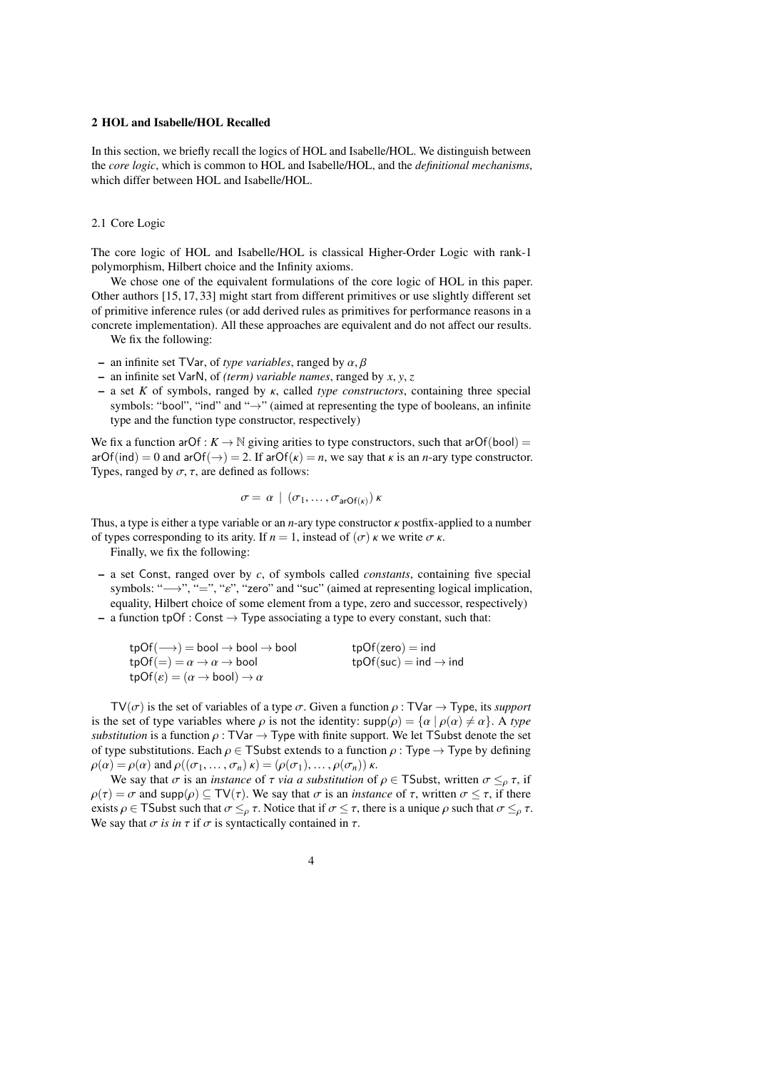## 2 HOL and Isabelle/HOL Recalled

In this section, we briefly recall the logics of HOL and Isabelle/HOL. We distinguish between the *core logic*, which is common to HOL and Isabelle/HOL, and the *definitional mechanisms*, which differ between HOL and Isabelle/HOL.

### 2.1 Core Logic

The core logic of HOL and Isabelle/HOL is classical Higher-Order Logic with rank-1 polymorphism, Hilbert choice and the Infinity axioms.

We chose one of the equivalent formulations of the core logic of HOL in this paper. Other authors [15, 17, 33] might start from different primitives or use slightly different set of primitive inference rules (or add derived rules as primitives for performance reasons in a concrete implementation). All these approaches are equivalent and do not affect our results.

We fix the following:

- an infinite set $\mathsf{TVar}$, of *type variables*, ranged by $\alpha, \beta$
- an infinite set $\mathsf{VarN}$, of *(term) variable names*, ranged by $x, y, z$
- a set $K$ of symbols, ranged by $\kappa$, called *type constructors*, containing three special symbols: "bool", "ind" and "$\rightarrow$" (aimed at representing the type of booleans, an infinite type and the function type constructor, respectively)

We fix a function $\mathsf{arOf} : K \to \mathbb{N}$ giving arities to type constructors, such that $\mathsf{arOf}(\mathsf{bool}) = \mathsf{arOf}(\mathsf{ind}) = 0$ and $\mathsf{arOf}(\rightarrow) = 2$. If $\mathsf{arOf}(\kappa) = n$, we say that $\kappa$ is an $n$-ary type constructor. Types, ranged by $\sigma, \tau$, are defined as follows:

$$\sigma = \alpha \mid (\sigma_1, \ldots, \sigma_{\mathsf{arOf}(\kappa)})\,\kappa$$

Thus, a type is either a type variable or an $n$-ary type constructor $\kappa$ postfix-applied to a number of types corresponding to its arity. If $n = 1$, instead of $(\sigma)\,\kappa$ we write $\sigma\,\kappa$.

Finally, we fix the following:

- a set $\mathsf{Const}$, ranged over by $c$, of symbols called *constants*, containing five special symbols: "$\longrightarrow$", "$=$", "$\varepsilon$", "zero" and "suc" (aimed at representing logical implication, equality, Hilbert choice of some element from a type, zero and successor, respectively)
- a function $\mathsf{tpOf} : \mathsf{Const} \to \mathsf{Type}$ associating a type to every constant, such that:

$$\mathsf{tpOf}(\longrightarrow) = \mathsf{bool} \to \mathsf{bool} \to \mathsf{bool} \qquad \mathsf{tpOf}(\mathsf{zero}) = \mathsf{ind}$$
$$\mathsf{tpOf}(=) = \alpha \to \alpha \to \mathsf{bool} \qquad \mathsf{tpOf}(\mathsf{suc}) = \mathsf{ind} \to \mathsf{ind}$$
$$\mathsf{tpOf}(\varepsilon) = (\alpha \to \mathsf{bool}) \to \alpha$$

$\mathsf{TV}(\sigma)$ is the set of variables of a type $\sigma$. Given a function $\rho : \mathsf{TVar} \to \mathsf{Type}$, its *support* is the set of type variables where $\rho$ is not the identity: $\mathsf{supp}(\rho) = \{\alpha \mid \rho(\alpha) \neq \alpha\}$. A *type substitution* is a function $\rho : \mathsf{TVar} \to \mathsf{Type}$ with finite support. We let $\mathsf{TSubst}$ denote the set of type substitutions. Each $\rho \in \mathsf{TSubst}$ extends to a function $\rho : \mathsf{Type} \to \mathsf{Type}$ by defining $\rho(\alpha) = \rho(\alpha)$ and $\rho((\sigma_1, \ldots, \sigma_n)\,\kappa) = (\rho(\sigma_1), \ldots, \rho(\sigma_n))\,\kappa$.

We say that $\sigma$ is an *instance* of $\tau$ *via a substitution* of $\rho \in \mathsf{TSubst}$, written $\sigma \leq_\rho \tau$, if $\rho(\tau) = \sigma$ and $\mathsf{supp}(\rho) \subseteq \mathsf{TV}(\tau)$. We say that $\sigma$ is an *instance* of $\tau$, written $\sigma \leq \tau$, if there exists $\rho \in \mathsf{TSubst}$ such that $\sigma \leq_\rho \tau$. Notice that if $\sigma \leq \tau$, there is a unique $\rho$ such that $\sigma \leq_\rho \tau$. We say that $\sigma$ *is in* $\tau$ if $\sigma$ is syntactically contained in $\tau$.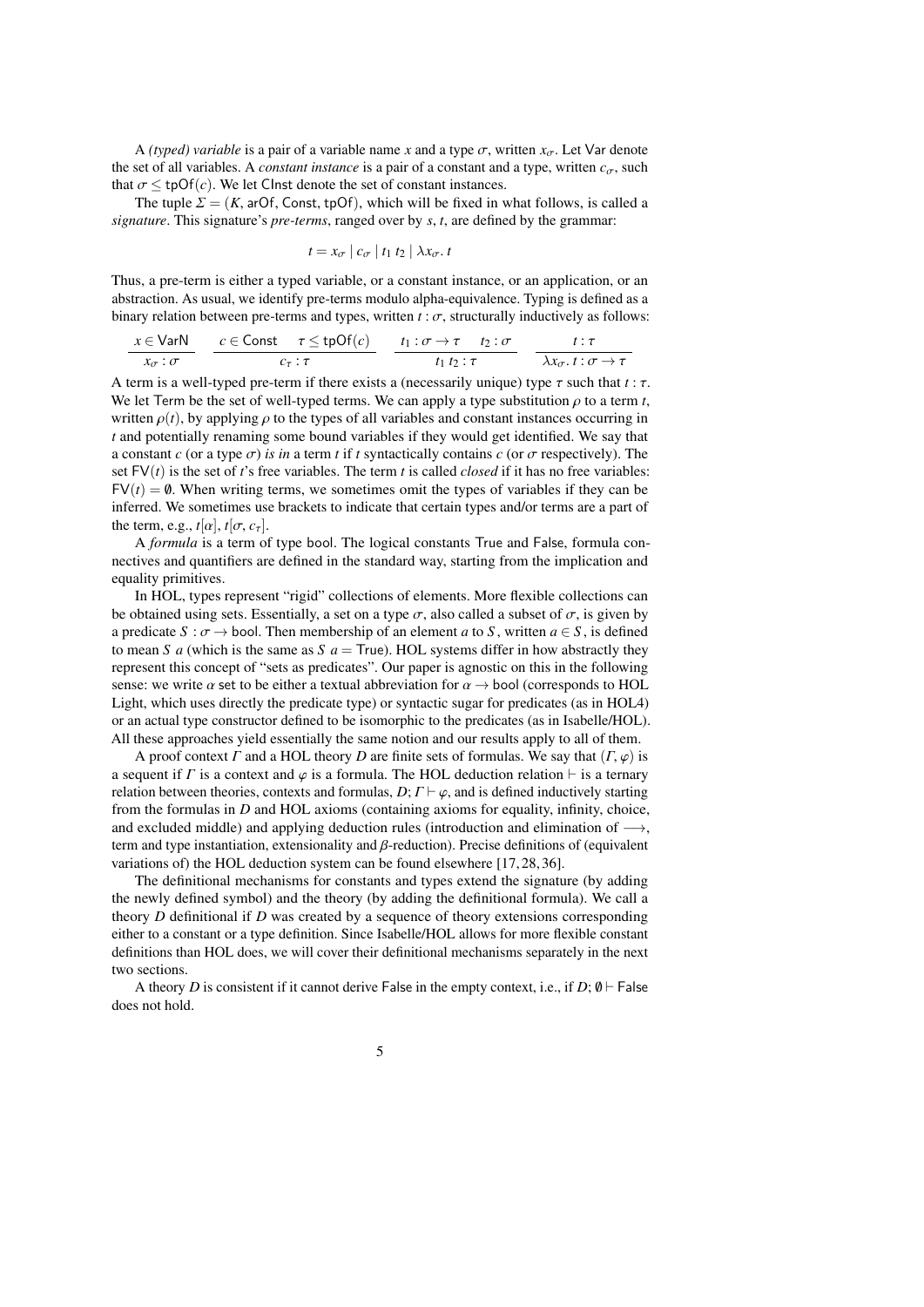A *(typed) variable* is a pair of a variable name $x$ and a type $\sigma$, written $x_\sigma$. Let $\mathsf{Var}$ denote the set of all variables. A *constant instance* is a pair of a constant and a type, written $c_\sigma$, such that $\sigma \leq \mathsf{tpOf}(c)$. We let $\mathsf{CInst}$ denote the set of constant instances.

The tuple $\Sigma = (K, \mathsf{arOf}, \mathsf{Const}, \mathsf{tpOf})$, which will be fixed in what follows, is called a *signature*. This signature's *pre-terms*, ranged over by $s$, $t$, are defined by the grammar:

$$t = x_\sigma \mid c_\sigma \mid t_1\ t_2 \mid \lambda x_\sigma.\ t$$

Thus, a pre-term is either a typed variable, or a constant instance, or an application, or an abstraction. As usual, we identify pre-terms modulo alpha-equivalence. Typing is defined as a binary relation between pre-terms and types, written $t : \sigma$, structurally inductively as follows:

$$\frac{x \in \mathsf{VarN}}{x_\sigma : \sigma} \qquad \frac{c \in \mathsf{Const} \quad \tau \leq \mathsf{tpOf}(c)}{c_\tau : \tau} \qquad \frac{t_1 : \sigma \to \tau \quad t_2 : \sigma}{t_1\ t_2 : \tau} \qquad \frac{t : \tau}{\lambda x_\sigma.\ t : \sigma \to \tau}$$

A term is a well-typed pre-term if there exists a (necessarily unique) type $\tau$ such that $t : \tau$. We let $\mathsf{Term}$ be the set of well-typed terms. We can apply a type substitution $\rho$ to a term $t$, written $\rho(t)$, by applying $\rho$ to the types of all variables and constant instances occurring in $t$ and potentially renaming some bound variables if they would get identified. We say that a constant $c$ (or a type $\sigma$) *is in* a term $t$ if $t$ syntactically contains $c$ (or $\sigma$ respectively). The set $\mathsf{FV}(t)$ is the set of $t$'s free variables. The term $t$ is called *closed* if it has no free variables: $\mathsf{FV}(t) = \emptyset$. When writing terms, we sometimes omit the types of variables if they can be inferred. We sometimes use brackets to indicate that certain types and/or terms are a part of the term, e.g., $t[\alpha]$, $t[\sigma, c_\tau]$.

A *formula* is a term of type $\mathsf{bool}$. The logical constants $\mathsf{True}$ and $\mathsf{False}$, formula connectives and quantifiers are defined in the standard way, starting from the implication and equality primitives.

In HOL, types represent "rigid" collections of elements. More flexible collections can be obtained using sets. Essentially, a set on a type $\sigma$, also called a subset of $\sigma$, is given by a predicate $S : \sigma \to \mathsf{bool}$. Then membership of an element $a$ to $S$, written $a \in S$, is defined to mean $S\ a$ (which is the same as $S\ a = \mathsf{True}$). HOL systems differ in how abstractly they represent this concept of "sets as predicates". Our paper is agnostic on this in the following sense: we write $\alpha$ $\mathsf{set}$ to be either a textual abbreviation for $\alpha \to \mathsf{bool}$ (corresponds to HOL Light, which uses directly the predicate type) or syntactic sugar for predicates (as in HOL4) or an actual type constructor defined to be isomorphic to the predicates (as in Isabelle/HOL). All these approaches yield essentially the same notion and our results apply to all of them.

A proof context $\Gamma$ and a HOL theory $D$ are finite sets of formulas. We say that $(\Gamma, \varphi)$ is a sequent if $\Gamma$ is a context and $\varphi$ is a formula. The HOL deduction relation $\vdash$ is a ternary relation between theories, contexts and formulas, $D; \Gamma \vdash \varphi$, and is defined inductively starting from the formulas in $D$ and HOL axioms (containing axioms for equality, infinity, choice, and excluded middle) and applying deduction rules (introduction and elimination of $\longrightarrow$, term and type instantiation, extensionality and $\beta$-reduction). Precise definitions of (equivalent variations of) the HOL deduction system can be found elsewhere [17, 28, 36].

The definitional mechanisms for constants and types extend the signature (by adding the newly defined symbol) and the theory (by adding the definitional formula). We call a theory $D$ definitional if $D$ was created by a sequence of theory extensions corresponding either to a constant or a type definition. Since Isabelle/HOL allows for more flexible constant definitions than HOL does, we will cover their definitional mechanisms separately in the next two sections.

A theory $D$ is consistent if it cannot derive $\mathsf{False}$ in the empty context, i.e., if $D; \emptyset \vdash \mathsf{False}$ does not hold.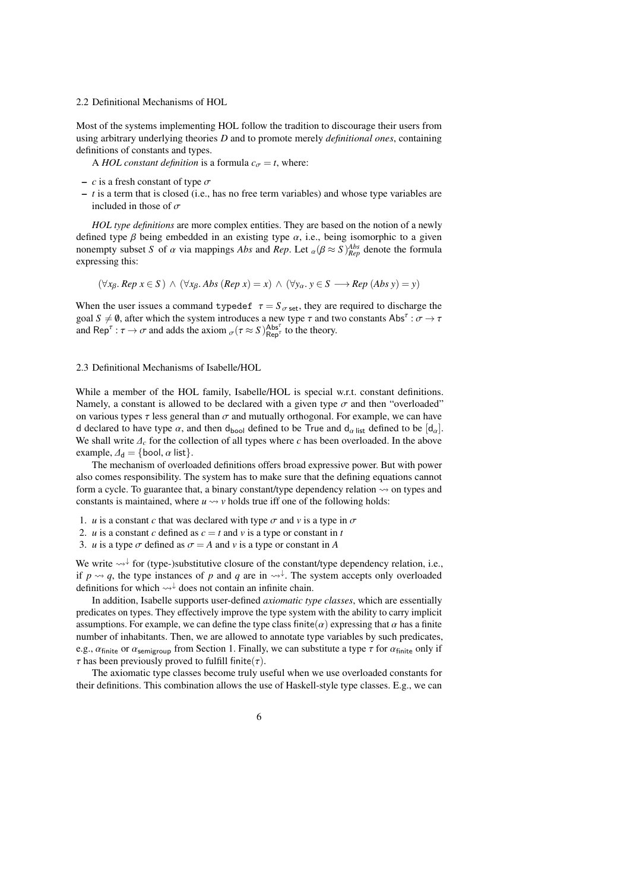### 2.2 Definitional Mechanisms of HOL

Most of the systems implementing HOL follow the tradition to discourage their users from using arbitrary underlying theories $D$ and to promote merely *definitional ones*, containing definitions of constants and types.

A *HOL constant definition* is a formula $c_\sigma = t$, where:

- $c$ is a fresh constant of type $\sigma$
- $t$ is a term that is closed (i.e., has no free term variables) and whose type variables are included in those of $\sigma$

*HOL type definitions* are more complex entities. They are based on the notion of a newly defined type $\beta$ being embedded in an existing type $\alpha$, i.e., being isomorphic to a given nonempty subset $S$ of $\alpha$ via mappings *Abs* and *Rep*. Let ${}_\alpha(\beta \approx S)^{Abs}_{Rep}$ denote the formula expressing this:

$$(\forall x_\beta.\ Rep\ x \in S) \ \wedge\ (\forall x_\beta.\ Abs\ (Rep\ x) = x) \ \wedge\ (\forall y_\alpha.\ y \in S \longrightarrow Rep\ (Abs\ y) = y)$$

When the user issues a command `typedef` $\tau = S_{\sigma\,\mathsf{set}}$, they are required to discharge the goal $S \neq \emptyset$, after which the system introduces a new type $\tau$ and two constants $\mathsf{Abs}^\tau : \sigma \to \tau$ and $\mathsf{Rep}^\tau : \tau \to \sigma$ and adds the axiom ${}_\sigma(\tau \approx S)^{\mathsf{Abs}^\tau}_{\mathsf{Rep}^\tau}$ to the theory.

### 2.3 Definitional Mechanisms of Isabelle/HOL

While a member of the HOL family, Isabelle/HOL is special w.r.t. constant definitions. Namely, a constant is allowed to be declared with a given type $\sigma$ and then "overloaded" on various types $\tau$ less general than $\sigma$ and mutually orthogonal. For example, we can have $\mathsf{d}$ declared to have type $\alpha$, and then $\mathsf{d}_{\mathsf{bool}}$ defined to be $\mathsf{True}$ and $\mathsf{d}_{\alpha\,\mathsf{list}}$ defined to be $[\mathsf{d}_\alpha]$. We shall write $\Delta_c$ for the collection of all types where $c$ has been overloaded. In the above example, $\Delta_{\mathsf{d}} = \{\mathsf{bool}, \alpha\ \mathsf{list}\}$.

The mechanism of overloaded definitions offers broad expressive power. But with power also comes responsibility. The system has to make sure that the defining equations cannot form a cycle. To guarantee that, a binary constant/type dependency relation $\rightsquigarrow$ on types and constants is maintained, where $u \rightsquigarrow v$ holds true iff one of the following holds:

1. $u$ is a constant $c$ that was declared with type $\sigma$ and $v$ is a type in $\sigma$
2. $u$ is a constant $c$ defined as $c = t$ and $v$ is a type or constant in $t$
3. $u$ is a type $\sigma$ defined as $\sigma = A$ and $v$ is a type or constant in $A$

We write $\rightsquigarrow^{\downarrow}$ for (type-)substitutive closure of the constant/type dependency relation, i.e., if $p \rightsquigarrow q$, the type instances of $p$ and $q$ are in $\rightsquigarrow^{\downarrow}$. The system accepts only overloaded definitions for which $\rightsquigarrow^{\downarrow}$ does not contain an infinite chain.

In addition, Isabelle supports user-defined *axiomatic type classes*, which are essentially predicates on types. They effectively improve the type system with the ability to carry implicit assumptions. For example, we can define the type class $\mathsf{finite}(\alpha)$ expressing that $\alpha$ has a finite number of inhabitants. Then, we are allowed to annotate type variables by such predicates, e.g., $\alpha_{\mathsf{finite}}$ or $\alpha_{\mathsf{semigroup}}$ from Section 1. Finally, we can substitute a type $\tau$ for $\alpha_{\mathsf{finite}}$ only if $\tau$ has been previously proved to fulfill $\mathsf{finite}(\tau)$.

The axiomatic type classes become truly useful when we use overloaded constants for their definitions. This combination allows the use of Haskell-style type classes. E.g., we can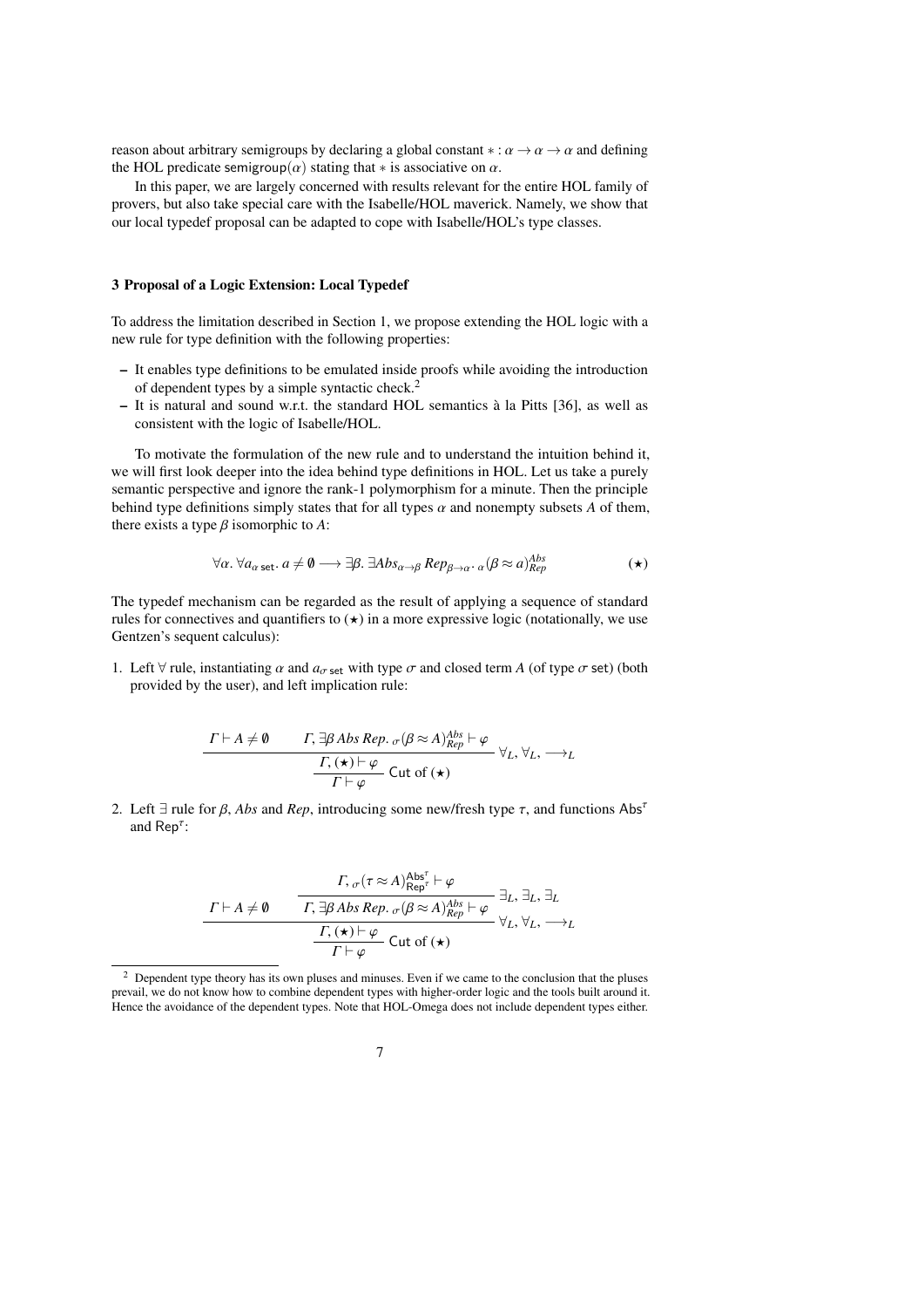reason about arbitrary semigroups by declaring a global constant $* : \alpha \to \alpha \to \alpha$ and defining the HOL predicate $\mathsf{semigroup}(\alpha)$ stating that $*$ is associative on $\alpha$.

In this paper, we are largely concerned with results relevant for the entire HOL family of provers, but also take special care with the Isabelle/HOL maverick. Namely, we show that our local typedef proposal can be adapted to cope with Isabelle/HOL's type classes.

## 3 Proposal of a Logic Extension: Local Typedef

To address the limitation described in Section 1, we propose extending the HOL logic with a new rule for type definition with the following properties:

- It enables type definitions to be emulated inside proofs while avoiding the introduction of dependent types by a simple syntactic check.[2]
- It is natural and sound w.r.t. the standard HOL semantics à la Pitts [36], as well as consistent with the logic of Isabelle/HOL.

To motivate the formulation of the new rule and to understand the intuition behind it, we will first look deeper into the idea behind type definitions in HOL. Let us take a purely semantic perspective and ignore the rank-1 polymorphism for a minute. Then the principle behind type definitions simply states that for all types $\alpha$ and nonempty subsets $A$ of them, there exists a type $\beta$ isomorphic to $A$:

$$\forall \alpha.\, \forall a_{\alpha\,\mathsf{set}}.\, a \neq \emptyset \longrightarrow \exists \beta.\, \exists Abs_{\alpha \to \beta}\, Rep_{\beta \to \alpha}.\, {}_{\alpha}(\beta \approx a)^{Abs}_{Rep} \qquad (\star)$$

The typedef mechanism can be regarded as the result of applying a sequence of standard rules for connectives and quantifiers to $(\star)$ in a more expressive logic (notationally, we use Gentzen's sequent calculus):

1. Left $\forall$ rule, instantiating $\alpha$ and $a_{\sigma\,\mathsf{set}}$ with type $\sigma$ and closed term $A$ (of type $\sigma$ set) (both provided by the user), and left implication rule:

$$\dfrac{\Gamma \vdash A \neq \emptyset \qquad \Gamma, \exists \beta\, Abs\, Rep.\, {}_{\sigma}(\beta \approx A)^{Abs}_{Rep} \vdash \varphi}{\dfrac{\Gamma, (\star) \vdash \varphi}{\Gamma \vdash \varphi}\ \mathsf{Cut\ of}\ (\star)}\ \forall_L, \forall_L, \longrightarrow_L$$

2. Left $\exists$ rule for $\beta$, $Abs$ and $Rep$, introducing some new/fresh type $\tau$, and functions $\mathsf{Abs}^{\tau}$ and $\mathsf{Rep}^{\tau}$:

$$\dfrac{\Gamma \vdash A \neq \emptyset \qquad \dfrac{\Gamma, {}_{\sigma}(\tau \approx A)^{\mathsf{Abs}^{\tau}}_{\mathsf{Rep}^{\tau}} \vdash \varphi}{\Gamma, \exists \beta\, Abs\, Rep.\, {}_{\sigma}(\beta \approx A)^{Abs}_{Rep} \vdash \varphi}\ \exists_L, \exists_L, \exists_L}{\dfrac{\Gamma, (\star) \vdash \varphi}{\Gamma \vdash \varphi}\ \mathsf{Cut\ of}\ (\star)}\ \forall_L, \forall_L, \longrightarrow_L$$

[2] Dependent type theory has its own pluses and minuses. Even if we came to the conclusion that the pluses prevail, we do not know how to combine dependent types with higher-order logic and the tools built around it. Hence the avoidance of the dependent types. Note that HOL-Omega does not include dependent types either.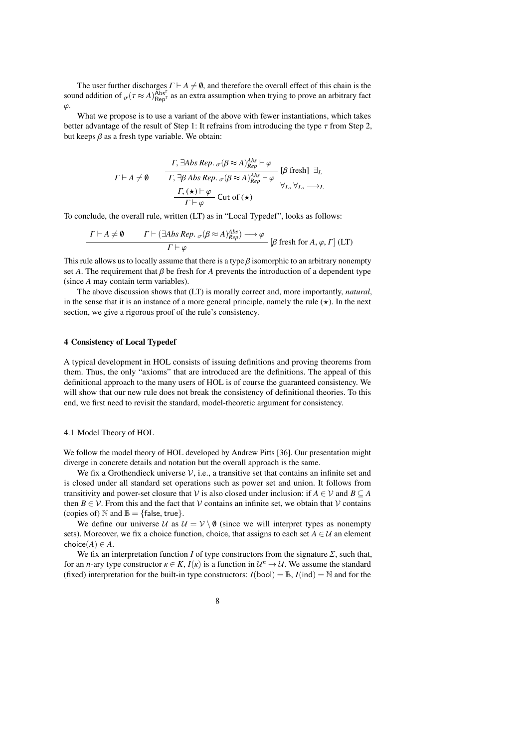The user further discharges $\Gamma \vdash A \neq \emptyset$, and therefore the overall effect of this chain is the sound addition of ${}_{\sigma}(\tau \approx A)^{\mathsf{Abs}^{\tau}}_{\mathsf{Rep}^{\tau}}$ as an extra assumption when trying to prove an arbitrary fact $\varphi$.

What we propose is to use a variant of the above with fewer instantiations, which takes better advantage of the result of Step 1: It refrains from introducing the type $\tau$ from Step 2, but keeps $\beta$ as a fresh type variable. We obtain:

$$\dfrac{\Gamma \vdash A \neq \emptyset \qquad \dfrac{\dfrac{\Gamma, \exists Abs\ Rep.\ {}_{\sigma}(\beta \approx A)^{Abs}_{Rep} \vdash \varphi}{\Gamma, \exists \beta\ Abs\ Rep.\ {}_{\sigma}(\beta \approx A)^{Abs}_{Rep} \vdash \varphi}\ [\beta \text{ fresh}]\ \exists_L}{\Gamma, (\star) \vdash \varphi}\ \forall_L, \forall_L, \longrightarrow_L}{\Gamma \vdash \varphi}\ \mathsf{Cut\ of}\ (\star)$$

To conclude, the overall rule, written (LT) as in "Local Typedef", looks as follows:

$$\dfrac{\Gamma \vdash A \neq \emptyset \qquad \Gamma \vdash (\exists Abs\ Rep.\ {}_{\sigma}(\beta \approx A)^{Abs}_{Rep}) \longrightarrow \varphi}{\Gamma \vdash \varphi}\ [\beta \text{ fresh for } A, \varphi, \Gamma]\ \text{(LT)}$$

This rule allows us to locally assume that there is a type $\beta$ isomorphic to an arbitrary nonempty set $A$. The requirement that $\beta$ be fresh for $A$ prevents the introduction of a dependent type (since $A$ may contain term variables).

The above discussion shows that (LT) is morally correct and, more importantly, *natural*, in the sense that it is an instance of a more general principle, namely the rule $(\star)$. In the next section, we give a rigorous proof of the rule's consistency.

## 4 Consistency of Local Typedef

A typical development in HOL consists of issuing definitions and proving theorems from them. Thus, the only "axioms" that are introduced are the definitions. The appeal of this definitional approach to the many users of HOL is of course the guaranteed consistency. We will show that our new rule does not break the consistency of definitional theories. To this end, we first need to revisit the standard, model-theoretic argument for consistency.

### 4.1 Model Theory of HOL

We follow the model theory of HOL developed by Andrew Pitts [36]. Our presentation might diverge in concrete details and notation but the overall approach is the same.

We fix a Grothendieck universe $\mathcal{V}$, i.e., a transitive set that contains an infinite set and is closed under all standard set operations such as power set and union. It follows from transitivity and power-set closure that $\mathcal{V}$ is also closed under inclusion: if $A \in \mathcal{V}$ and $B \subseteq A$ then $B \in \mathcal{V}$. From this and the fact that $\mathcal{V}$ contains an infinite set, we obtain that $\mathcal{V}$ contains (copies of) $\mathbb{N}$ and $\mathbb{B} = \{\mathsf{false}, \mathsf{true}\}$.

We define our universe $\mathcal{U}$ as $\mathcal{U} = \mathcal{V} \setminus \emptyset$ (since we will interpret types as nonempty sets). Moreover, we fix a choice function, choice, that assigns to each set $A \in \mathcal{U}$ an element $\mathsf{choice}(A) \in A$.

We fix an interpretation function $I$ of type constructors from the signature $\Sigma$, such that, for an $n$-ary type constructor $\kappa \in K$, $I(\kappa)$ is a function in $\mathcal{U}^n \to \mathcal{U}$. We assume the standard (fixed) interpretation for the built-in type constructors: $I(\mathsf{bool}) = \mathbb{B}$, $I(\mathsf{ind}) = \mathbb{N}$ and for the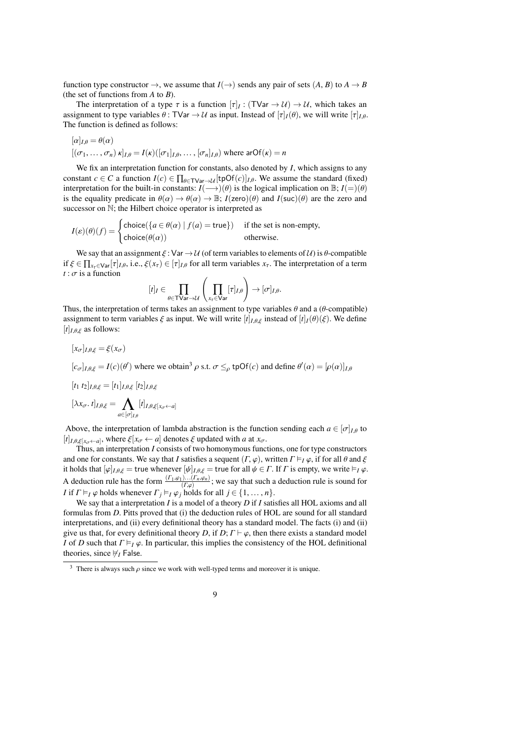function type constructor $\rightarrow$, we assume that $I(\rightarrow)$ sends any pair of sets $(A, B)$ to $A \rightarrow B$ (the set of functions from $A$ to $B$).

The interpretation of a type $\tau$ is a function $[\tau]_I : (\mathsf{TVar} \rightarrow \mathcal{U}) \rightarrow \mathcal{U}$, which takes an assignment to type variables $\theta : \mathsf{TVar} \rightarrow \mathcal{U}$ as input. Instead of $[\tau]_I(\theta)$, we will write $[\tau]_{I,\theta}$. The function is defined as follows:

$$[\alpha]_{I,\theta} = \theta(\alpha)$$
$$[(\sigma_1, \ldots, \sigma_n)\,\kappa]_{I,\theta} = I(\kappa)([\sigma_1]_{I,\theta}, \ldots, [\sigma_n]_{I,\theta}) \text{ where } \mathsf{arOf}(\kappa) = n$$

We fix an interpretation function for constants, also denoted by $I$, which assigns to any constant $c \in C$ a function $I(c) \in \prod_{\theta \in \mathsf{TVar} \rightarrow \mathcal{U}} [\mathsf{tpOf}(c)]_{I,\theta}$. We assume the standard (fixed) interpretation for the built-in constants: $I(\longrightarrow)(\theta)$ is the logical implication on $\mathbb{B}$; $I(=)(\theta)$ is the equality predicate in $\theta(\alpha) \rightarrow \theta(\alpha) \rightarrow \mathbb{B}$; $I(\mathsf{zero})(\theta)$ and $I(\mathsf{suc})(\theta)$ are the zero and successor on $\mathbb{N}$; the Hilbert choice operator is interpreted as

$$I(\varepsilon)(\theta)(f) = \begin{cases} \mathsf{choice}(\{a \in \theta(\alpha) \mid f(a) = \mathsf{true}\}) & \text{if the set is non-empty,} \\ \mathsf{choice}(\theta(\alpha)) & \text{otherwise.} \end{cases}$$

We say that an assignment $\xi : \mathsf{Var} \rightarrow \mathcal{U}$ (of term variables to elements of $\mathcal{U}$) is $\theta$-compatible if $\xi \in \prod_{x_\tau \in \mathsf{Var}} [\tau]_{I,\theta}$, i.e., $\xi(x_\tau) \in [\tau]_{I,\theta}$ for all term variables $x_\tau$. The interpretation of a term $t : \sigma$ is a function

$$[t]_I \in \prod_{\theta \in \mathsf{TVar} \rightarrow \mathcal{U}} \left( \prod_{x_\tau \in \mathsf{Var}} [\tau]_{I,\theta} \right) \rightarrow [\sigma]_{I,\theta}.$$

Thus, the interpretation of terms takes an assignment to type variables $\theta$ and a ($\theta$-compatible) assignment to term variables $\xi$ as input. We will write $[t]_{I,\theta,\xi}$ instead of $[t]_I(\theta)(\xi)$. We define $[t]_{I,\theta,\xi}$ as follows:

$$[x_\sigma]_{I,\theta,\xi} = \xi(x_\sigma)$$

$$[c_\sigma]_{I,\theta,\xi} = I(c)(\theta') \text{ where we obtain}^3\ \rho \text{ s.t. } \sigma \leq_\rho \mathsf{tpOf}(c) \text{ and define } \theta'(\alpha) = [\rho(\alpha)]_{I,\theta}$$

$$[t_1\ t_2]_{I,\theta,\xi} = [t_1]_{I,\theta,\xi}\ [t_2]_{I,\theta,\xi}$$

$$[\lambda x_\sigma.\ t]_{I,\theta,\xi} = \bigwedge_{a \in [\sigma]_{I,\theta}} [t]_{I,\theta,\xi[x_\sigma \leftarrow a]}$$

Above, the interpretation of lambda abstraction is the function sending each $a \in [\sigma]_{I,\theta}$ to $[t]_{I,\theta,\xi[x_\sigma \leftarrow a]}$, where $\xi[x_\sigma \leftarrow a]$ denotes $\xi$ updated with $a$ at $x_\sigma$.

Thus, an interpretation $I$ consists of two homonymous functions, one for type constructors and one for constants. We say that $I$ satisfies a sequent $(\Gamma, \varphi)$, written $\Gamma \models_I \varphi$, if for all $\theta$ and $\xi$ it holds that $[\varphi]_{I,\theta,\xi} = \mathsf{true}$ whenever $[\psi]_{I,\theta,\xi} = \mathsf{true}$ for all $\psi \in \Gamma$. If $\Gamma$ is empty, we write $\models_I \varphi$. A deduction rule has the form $\frac{(\Gamma_1, \varphi_1) \ldots (\Gamma_n, \varphi_n)}{(\Gamma, \varphi)}$; we say that such a deduction rule is sound for $I$ if $\Gamma \models_I \varphi$ holds whenever $\Gamma_j \models_I \varphi_j$ holds for all $j \in \{1, \ldots, n\}$.

We say that a interpretation $I$ is a model of a theory $D$ if $I$ satisfies all HOL axioms and all formulas from $D$. Pitts proved that (i) the deduction rules of HOL are sound for all standard interpretations, and (ii) every definitional theory has a standard model. The facts (i) and (ii) give us that, for every definitional theory $D$, if $D; \Gamma \vdash \varphi$, then there exists a standard model $I$ of $D$ such that $\Gamma \models_I \varphi$. In particular, this implies the consistency of the HOL definitional theories, since $\not\models_I \mathsf{False}$.

---

[3] There is always such $\rho$ since we work with well-typed terms and moreover it is unique.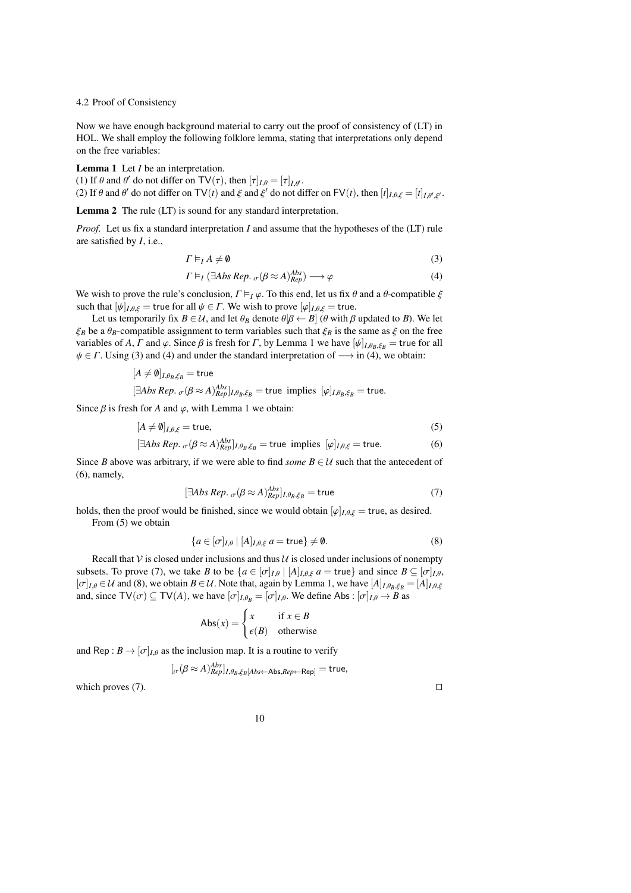### 4.2 Proof of Consistency

Now we have enough background material to carry out the proof of consistency of (LT) in HOL. We shall employ the following folklore lemma, stating that interpretations only depend on the free variables:

**Lemma 1** Let $I$ be an interpretation.
(1) If $\theta$ and $\theta'$ do not differ on $\mathsf{TV}(\tau)$, then $[\tau]_{I,\theta} = [\tau]_{I,\theta'}$.
(2) If $\theta$ and $\theta'$ do not differ on $\mathsf{TV}(t)$ and $\xi$ and $\xi'$ do not differ on $\mathsf{FV}(t)$, then $[t]_{I,\theta,\xi} = [t]_{I,\theta',\xi'}$.

**Lemma 2** The rule (LT) is sound for any standard interpretation.

*Proof.* Let us fix a standard interpretation $I$ and assume that the hypotheses of the (LT) rule are satisfied by $I$, i.e.,

$$\Gamma \models_I A \neq \emptyset \tag{3}$$

$$\Gamma \models_I (\exists Abs\, Rep.\, {}_{\sigma}(\beta \approx A)^{Abs}_{Rep}) \longrightarrow \varphi \tag{4}$$

We wish to prove the rule's conclusion, $\Gamma \models_I \varphi$. To this end, let us fix $\theta$ and a $\theta$-compatible $\xi$ such that $[\psi]_{I,\theta,\xi} = \mathsf{true}$ for all $\psi \in \Gamma$. We wish to prove $[\varphi]_{I,\theta,\xi} = \mathsf{true}$.

Let us temporarily fix $B \in \mathcal{U}$, and let $\theta_B$ denote $\theta[\beta \leftarrow B]$ ($\theta$ with $\beta$ updated to $B$). We let $\xi_B$ be a $\theta_B$-compatible assignment to term variables such that $\xi_B$ is the same as $\xi$ on the free variables of $A$, $\Gamma$ and $\varphi$. Since $\beta$ is fresh for $\Gamma$, by Lemma 1 we have $[\psi]_{I,\theta_B,\xi_B} = \mathsf{true}$ for all $\psi \in \Gamma$. Using (3) and (4) and under the standard interpretation of $\longrightarrow$ in (4), we obtain:

$$[A \neq \emptyset]_{I,\theta_B,\xi_B} = \mathsf{true}$$

$$[\exists Abs\, Rep.\, {}_{\sigma}(\beta \approx A)^{Abs}_{Rep}]_{I,\theta_B,\xi_B} = \mathsf{true} \text{ implies } [\varphi]_{I,\theta_B,\xi_B} = \mathsf{true}.$$

Since $\beta$ is fresh for $A$ and $\varphi$, with Lemma 1 we obtain:

$$[A \neq \emptyset]_{I,\theta,\xi} = \mathsf{true}, \tag{5}$$

$$[\exists Abs\, Rep.\, {}_{\sigma}(\beta \approx A)^{Abs}_{Rep}]_{I,\theta_B,\xi_B} = \mathsf{true} \text{ implies } [\varphi]_{I,\theta,\xi} = \mathsf{true}. \tag{6}$$

Since $B$ above was arbitrary, if we were able to find *some* $B \in \mathcal{U}$ such that the antecedent of (6), namely,

$$[\exists Abs\, Rep.\, {}_{\sigma}(\beta \approx A)^{Abs}_{Rep}]_{I,\theta_B,\xi_B} = \mathsf{true} \tag{7}$$

holds, then the proof would be finished, since we would obtain $[\varphi]_{I,\theta,\xi} = \mathsf{true}$, as desired.

From (5) we obtain

$$\{a \in [\sigma]_{I,\theta} \mid [A]_{I,\theta,\xi}\; a = \mathsf{true}\} \neq \emptyset. \tag{8}$$

Recall that $\mathcal{V}$ is closed under inclusions and thus $\mathcal{U}$ is closed under inclusions of nonempty subsets. To prove (7), we take $B$ to be $\{a \in [\sigma]_{I,\theta} \mid [A]_{I,\theta,\xi}\; a = \mathsf{true}\}$ and since $B \subseteq [\sigma]_{I,\theta}$, $[\sigma]_{I,\theta} \in \mathcal{U}$ and (8), we obtain $B \in \mathcal{U}$. Note that, again by Lemma 1, we have $[A]_{I,\theta_B,\xi_B} = [A]_{I,\theta,\xi}$ and, since $\mathsf{TV}(\sigma) \subseteq \mathsf{TV}(A)$, we have $[\sigma]_{I,\theta_B} = [\sigma]_{I,\theta}$. We define $\mathsf{Abs} : [\sigma]_{I,\theta} \to B$ as

$$\mathsf{Abs}(x) = \begin{cases} x & \text{if } x \in B \\ \epsilon(B) & \text{otherwise} \end{cases}$$

and $\mathsf{Rep} : B \to [\sigma]_{I,\theta}$ as the inclusion map. It is a routine to verify

$$[{}_{\sigma}(\beta \approx A)^{Abs}_{Rep}]_{I,\theta_B,\xi_B[Abs \leftarrow \mathsf{Abs}, Rep \leftarrow \mathsf{Rep}]} = \mathsf{true},$$

which proves (7). □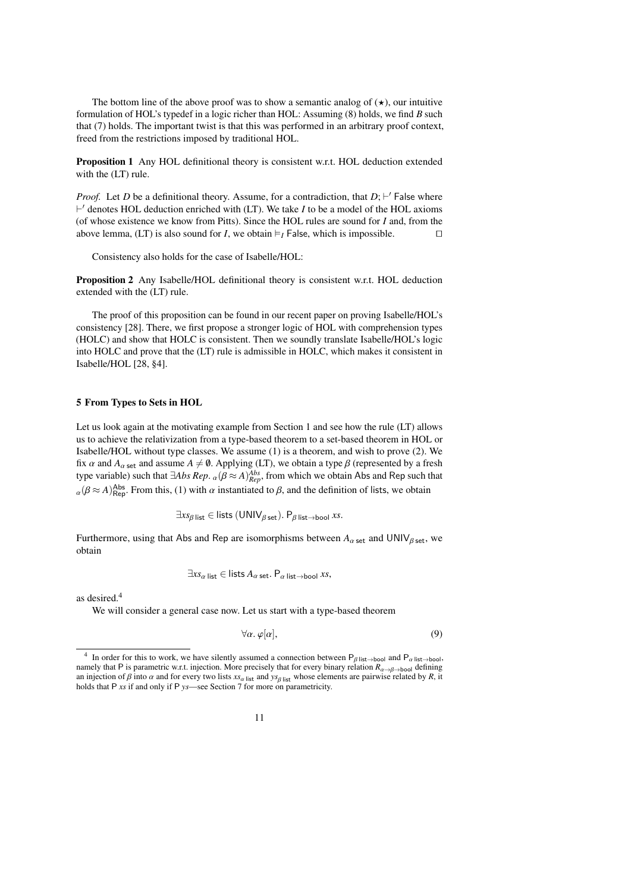The bottom line of the above proof was to show a semantic analog of $(\star)$, our intuitive formulation of HOL's typedef in a logic richer than HOL: Assuming (8) holds, we find $B$ such that (7) holds. The important twist is that this was performed in an arbitrary proof context, freed from the restrictions imposed by traditional HOL.

**Proposition 1** Any HOL definitional theory is consistent w.r.t. HOL deduction extended with the (LT) rule.

*Proof.* Let $D$ be a definitional theory. Assume, for a contradiction, that $D; \vdash' \mathsf{False}$ where $\vdash'$ denotes HOL deduction enriched with (LT). We take $I$ to be a model of the HOL axioms (of whose existence we know from Pitts). Since the HOL rules are sound for $I$ and, from the above lemma, (LT) is also sound for $I$, we obtain $\models_I \mathsf{False}$, which is impossible. $\square$

Consistency also holds for the case of Isabelle/HOL:

**Proposition 2** Any Isabelle/HOL definitional theory is consistent w.r.t. HOL deduction extended with the (LT) rule.

The proof of this proposition can be found in our recent paper on proving Isabelle/HOL's consistency [28]. There, we first propose a stronger logic of HOL with comprehension types (HOLC) and show that HOLC is consistent. Then we soundly translate Isabelle/HOL's logic into HOLC and prove that the (LT) rule is admissible in HOLC, which makes it consistent in Isabelle/HOL [28, §4].

## 5 From Types to Sets in HOL

Let us look again at the motivating example from Section 1 and see how the rule (LT) allows us to achieve the relativization from a type-based theorem to a set-based theorem in HOL or Isabelle/HOL without type classes. We assume (1) is a theorem, and wish to prove (2). We fix $\alpha$ and $A_{\alpha\,\mathsf{set}}$ and assume $A \neq \emptyset$. Applying (LT), we obtain a type $\beta$ (represented by a fresh type variable) such that $\exists Abs\ Rep.\ {}_{\alpha}(\beta \approx A)^{Abs}_{Rep}$, from which we obtain Abs and Rep such that ${}_{\alpha}(\beta \approx A)^{\mathsf{Abs}}_{\mathsf{Rep}}$. From this, (1) with $\alpha$ instantiated to $\beta$, and the definition of lists, we obtain

$$\exists xs_{\beta\,\mathsf{list}} \in \mathsf{lists}\ (\mathsf{UNIV}_{\beta\,\mathsf{set}}).\ \mathsf{P}_{\beta\,\mathsf{list}\to\mathsf{bool}}\ xs.$$

Furthermore, using that Abs and Rep are isomorphisms between $A_{\alpha\,\mathsf{set}}$ and $\mathsf{UNIV}_{\beta\,\mathsf{set}}$, we obtain

$$\exists xs_{\alpha\,\mathsf{list}} \in \mathsf{lists}\ A_{\alpha\,\mathsf{set}}.\ \mathsf{P}_{\alpha\,\mathsf{list}\to\mathsf{bool}}\ xs,$$

as desired.[4]

We will consider a general case now. Let us start with a type-based theorem

$$\forall \alpha.\ \varphi[\alpha], \tag{9}$$

[4] In order for this to work, we have silently assumed a connection between $\mathsf{P}_{\beta\,\mathsf{list}\to\mathsf{bool}}$ and $\mathsf{P}_{\alpha\,\mathsf{list}\to\mathsf{bool}}$, namely that P is parametric w.r.t. injection. More precisely that for every binary relation $R_{\alpha\to\beta\to\mathsf{bool}}$ defining an injection of $\beta$ into $\alpha$ and for every two lists $xs_{\alpha\,\mathsf{list}}$ and $ys_{\beta\,\mathsf{list}}$ whose elements are pairwise related by $R$, it holds that P $xs$ if and only if P $ys$—see Section 7 for more on parametricity.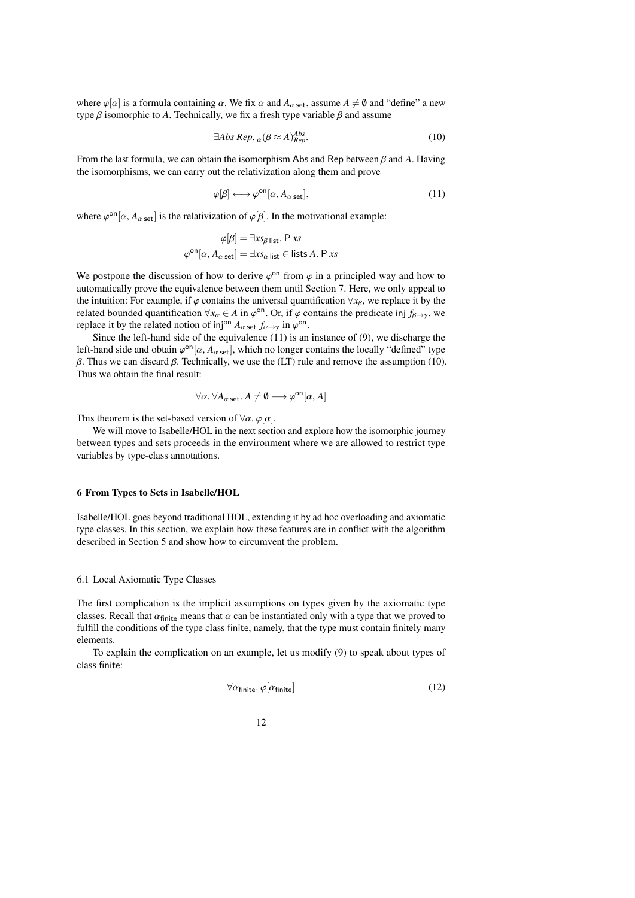where $\varphi[\alpha]$ is a formula containing $\alpha$. We fix $\alpha$ and $A_{\alpha\ \mathsf{set}}$, assume $A \neq \emptyset$ and "define" a new type $\beta$ isomorphic to $A$. Technically, we fix a fresh type variable $\beta$ and assume

$$\exists Abs\ Rep.\ {}_{\alpha}(\beta \approx A)^{Abs}_{Rep}. \tag{10}$$

From the last formula, we can obtain the isomorphism Abs and Rep between $\beta$ and $A$. Having the isomorphisms, we can carry out the relativization along them and prove

$$\varphi[\beta] \longleftrightarrow \varphi^{\mathsf{on}}[\alpha, A_{\alpha\ \mathsf{set}}], \tag{11}$$

where $\varphi^{\mathsf{on}}[\alpha, A_{\alpha\ \mathsf{set}}]$ is the relativization of $\varphi[\beta]$. In the motivational example:

$$\varphi[\beta] = \exists xs_{\beta\ \mathsf{list}}.\ \mathsf{P}\ xs$$
$$\varphi^{\mathsf{on}}[\alpha, A_{\alpha\ \mathsf{set}}] = \exists xs_{\alpha\ \mathsf{list}} \in \mathsf{lists}\ A.\ \mathsf{P}\ xs$$

We postpone the discussion of how to derive $\varphi^{\mathsf{on}}$ from $\varphi$ in a principled way and how to automatically prove the equivalence between them until Section 7. Here, we only appeal to the intuition: For example, if $\varphi$ contains the universal quantification $\forall x_{\beta}$, we replace it by the related bounded quantification $\forall x_{\alpha} \in A$ in $\varphi^{\mathsf{on}}$. Or, if $\varphi$ contains the predicate $\mathsf{inj}\ f_{\beta\to\gamma}$, we replace it by the related notion of $\mathsf{inj}^{\mathsf{on}}\ A_{\alpha\ \mathsf{set}}\ f_{\alpha\to\gamma}$ in $\varphi^{\mathsf{on}}$.

Since the left-hand side of the equivalence (11) is an instance of (9), we discharge the left-hand side and obtain $\varphi^{\mathsf{on}}[\alpha, A_{\alpha\ \mathsf{set}}]$, which no longer contains the locally "defined" type $\beta$. Thus we can discard $\beta$. Technically, we use the (LT) rule and remove the assumption (10). Thus we obtain the final result:

$$\forall \alpha.\ \forall A_{\alpha\ \mathsf{set}}.\ A \neq \emptyset \longrightarrow \varphi^{\mathsf{on}}[\alpha, A]$$

This theorem is the set-based version of $\forall \alpha.\ \varphi[\alpha]$.

We will move to Isabelle/HOL in the next section and explore how the isomorphic journey between types and sets proceeds in the environment where we are allowed to restrict type variables by type-class annotations.

## 6 From Types to Sets in Isabelle/HOL

Isabelle/HOL goes beyond traditional HOL, extending it by ad hoc overloading and axiomatic type classes. In this section, we explain how these features are in conflict with the algorithm described in Section 5 and show how to circumvent the problem.

### 6.1 Local Axiomatic Type Classes

The first complication is the implicit assumptions on types given by the axiomatic type classes. Recall that $\alpha_{\mathsf{finite}}$ means that $\alpha$ can be instantiated only with a type that we proved to fulfill the conditions of the type class finite, namely, that the type must contain finitely many elements.

To explain the complication on an example, let us modify (9) to speak about types of class finite:

$$\forall \alpha_{\mathsf{finite}}.\ \varphi[\alpha_{\mathsf{finite}}] \tag{12}$$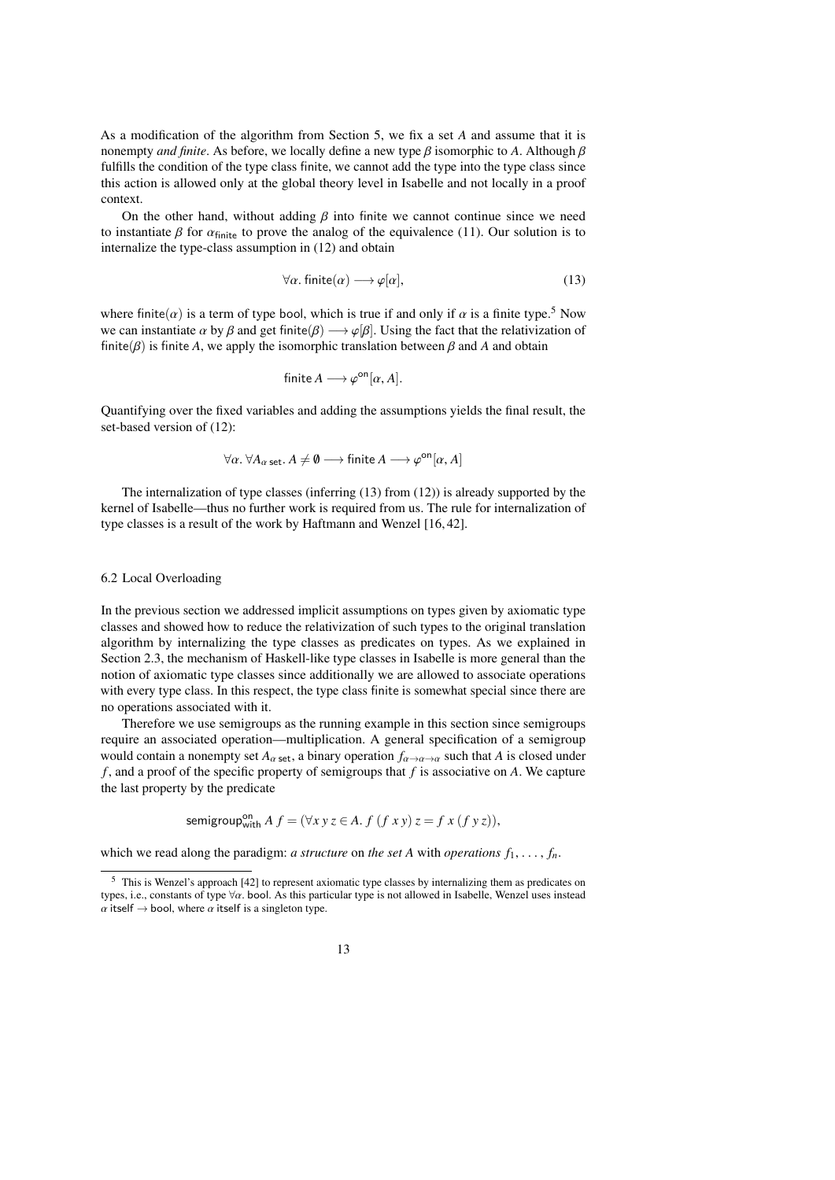As a modification of the algorithm from Section 5, we fix a set $A$ and assume that it is nonempty *and finite*. As before, we locally define a new type $\beta$ isomorphic to $A$. Although $\beta$ fulfills the condition of the type class finite, we cannot add the type into the type class since this action is allowed only at the global theory level in Isabelle and not locally in a proof context.

On the other hand, without adding $\beta$ into finite we cannot continue since we need to instantiate $\beta$ for $\alpha_{\mathsf{finite}}$ to prove the analog of the equivalence (11). Our solution is to internalize the type-class assumption in (12) and obtain

$$\forall \alpha.\ \mathsf{finite}(\alpha) \longrightarrow \varphi[\alpha], \tag{13}$$

where $\mathsf{finite}(\alpha)$ is a term of type bool, which is true if and only if $\alpha$ is a finite type.[5] Now we can instantiate $\alpha$ by $\beta$ and get $\mathsf{finite}(\beta) \longrightarrow \varphi[\beta]$. Using the fact that the relativization of $\mathsf{finite}(\beta)$ is finite $A$, we apply the isomorphic translation between $\beta$ and $A$ and obtain

$$\mathsf{finite}\, A \longrightarrow \varphi^{\mathsf{on}}[\alpha, A].$$

Quantifying over the fixed variables and adding the assumptions yields the final result, the set-based version of (12):

$$\forall \alpha.\ \forall A_{\alpha\ \mathsf{set}}.\ A \neq \emptyset \longrightarrow \mathsf{finite}\, A \longrightarrow \varphi^{\mathsf{on}}[\alpha, A]$$

The internalization of type classes (inferring (13) from (12)) is already supported by the kernel of Isabelle—thus no further work is required from us. The rule for internalization of type classes is a result of the work by Haftmann and Wenzel [16, 42].

### 6.2 Local Overloading

In the previous section we addressed implicit assumptions on types given by axiomatic type classes and showed how to reduce the relativization of such types to the original translation algorithm by internalizing the type classes as predicates on types. As we explained in Section 2.3, the mechanism of Haskell-like type classes in Isabelle is more general than the notion of axiomatic type classes since additionally we are allowed to associate operations with every type class. In this respect, the type class finite is somewhat special since there are no operations associated with it.

Therefore we use semigroups as the running example in this section since semigroups require an associated operation—multiplication. A general specification of a semigroup would contain a nonempty set $A_{\alpha\ \mathsf{set}}$, a binary operation $f_{\alpha \to \alpha \to \alpha}$ such that $A$ is closed under $f$, and a proof of the specific property of semigroups that $f$ is associative on $A$. We capture the last property by the predicate

$$\mathsf{semigroup}^{\mathsf{on}}_{\mathsf{with}}\ A\ f = (\forall x\, y\, z \in A.\ f\ (f\ x\ y)\ z = f\ x\ (f\ y\ z)),$$

which we read along the paradigm: *a structure* on *the set A* with *operations* $f_1, \ldots, f_n$.

[5] This is Wenzel's approach [42] to represent axiomatic type classes by internalizing them as predicates on types, i.e., constants of type $\forall \alpha.\ \mathsf{bool}$. As this particular type is not allowed in Isabelle, Wenzel uses instead $\alpha\ \mathsf{itself} \to \mathsf{bool}$, where $\alpha\ \mathsf{itself}$ is a singleton type.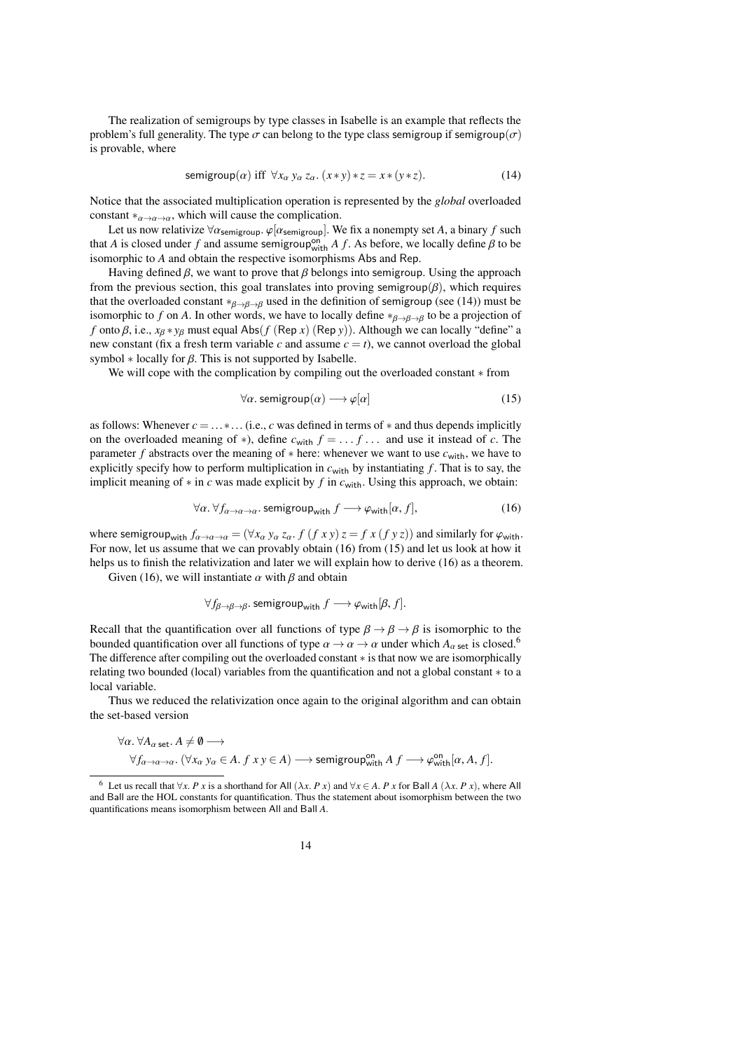The realization of semigroups by type classes in Isabelle is an example that reflects the problem's full generality. The type $\sigma$ can belong to the type class semigroup if $\mathsf{semigroup}(\sigma)$ is provable, where

$$\mathsf{semigroup}(\alpha) \text{ iff } \forall x_\alpha\, y_\alpha\, z_\alpha.\ (x * y) * z = x * (y * z). \tag{14}$$

Notice that the associated multiplication operation is represented by the *global* overloaded constant $*_{\alpha\to\alpha\to\alpha}$, which will cause the complication.

Let us now relativize $\forall \alpha_{\mathsf{semigroup}}.\ \varphi[\alpha_{\mathsf{semigroup}}]$. We fix a nonempty set $A$, a binary $f$ such that $A$ is closed under $f$ and assume $\mathsf{semigroup}^{\mathsf{on}}_{\mathsf{with}}\ A\ f$. As before, we locally define $\beta$ to be isomorphic to $A$ and obtain the respective isomorphisms Abs and Rep.

Having defined $\beta$, we want to prove that $\beta$ belongs into semigroup. Using the approach from the previous section, this goal translates into proving $\mathsf{semigroup}(\beta)$, which requires that the overloaded constant $*_{\beta\to\beta\to\beta}$ used in the definition of semigroup (see (14)) must be isomorphic to $f$ on $A$. In other words, we have to locally define $*_{\beta\to\beta\to\beta}$ to be a projection of $f$ onto $\beta$, i.e., $x_\beta * y_\beta$ must equal $\mathsf{Abs}(f\ (\mathsf{Rep}\ x)\ (\mathsf{Rep}\ y))$. Although we can locally "define" a new constant (fix a fresh term variable $c$ and assume $c = t$), we cannot overload the global symbol $*$ locally for $\beta$. This is not supported by Isabelle.

We will cope with the complication by compiling out the overloaded constant $*$ from

$$\forall \alpha.\ \mathsf{semigroup}(\alpha) \longrightarrow \varphi[\alpha] \tag{15}$$

as follows: Whenever $c = \ldots * \ldots$ (i.e., $c$ was defined in terms of $*$ and thus depends implicitly on the overloaded meaning of $*$), define $c_{\mathsf{with}}\ f = \ldots f \ldots$ and use it instead of $c$. The parameter $f$ abstracts over the meaning of $*$ here: whenever we want to use $c_{\mathsf{with}}$, we have to explicitly specify how to perform multiplication in $c_{\mathsf{with}}$ by instantiating $f$. That is to say, the implicit meaning of $*$ in $c$ was made explicit by $f$ in $c_{\mathsf{with}}$. Using this approach, we obtain:

$$\forall \alpha.\ \forall f_{\alpha\to\alpha\to\alpha}.\ \mathsf{semigroup}_{\mathsf{with}}\ f \longrightarrow \varphi_{\mathsf{with}}[\alpha, f], \tag{16}$$

where $\mathsf{semigroup}_{\mathsf{with}}\ f_{\alpha\to\alpha\to\alpha} = (\forall x_\alpha\, y_\alpha\, z_\alpha.\ f\ (f\ x\ y)\ z = f\ x\ (f\ y\ z))$ and similarly for $\varphi_{\mathsf{with}}$. For now, let us assume that we can provably obtain (16) from (15) and let us look at how it helps us to finish the relativization and later we will explain how to derive (16) as a theorem.

Given (16), we will instantiate $\alpha$ with $\beta$ and obtain

$$\forall f_{\beta\to\beta\to\beta}.\ \mathsf{semigroup}_{\mathsf{with}}\ f \longrightarrow \varphi_{\mathsf{with}}[\beta, f].$$

Recall that the quantification over all functions of type $\beta \to \beta \to \beta$ is isomorphic to the bounded quantification over all functions of type $\alpha \to \alpha \to \alpha$ under which $A_{\alpha\ \mathsf{set}}$ is closed.[6] The difference after compiling out the overloaded constant $*$ is that now we are isomorphically relating two bounded (local) variables from the quantification and not a global constant $*$ to a local variable.

Thus we reduced the relativization once again to the original algorithm and can obtain the set-based version

$$\begin{aligned}
&\forall \alpha.\ \forall A_{\alpha\ \mathsf{set}}.\ A \neq \emptyset \longrightarrow \\
&\quad \forall f_{\alpha\to\alpha\to\alpha}.\ (\forall x_\alpha\ y_\alpha \in A.\ f\ x\ y \in A) \longrightarrow \mathsf{semigroup}^{\mathsf{on}}_{\mathsf{with}}\ A\ f \longrightarrow \varphi^{\mathsf{on}}_{\mathsf{with}}[\alpha, A, f].
\end{aligned}$$

---

[6] Let us recall that $\forall x.\ P\ x$ is a shorthand for $\mathsf{All}\ (\lambda x.\ P\ x)$ and $\forall x \in A.\ P\ x$ for $\mathsf{Ball}\ A\ (\lambda x.\ P\ x)$, where All and Ball are the HOL constants for quantification. Thus the statement about isomorphism between the two quantifications means isomorphism between All and Ball $A$.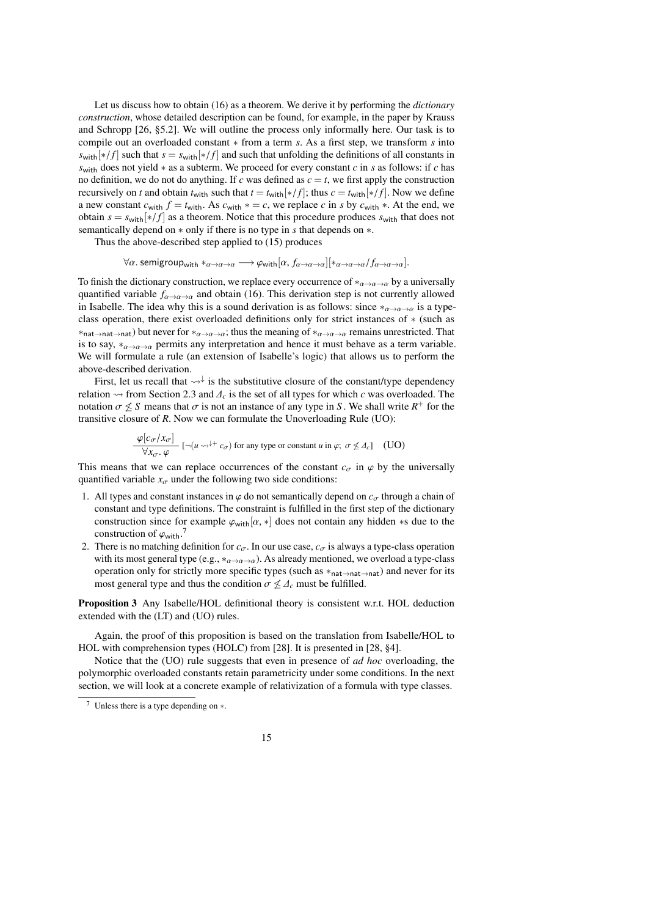Let us discuss how to obtain (16) as a theorem. We derive it by performing the *dictionary construction*, whose detailed description can be found, for example, in the paper by Krauss and Schropp [26, §5.2]. We will outline the process only informally here. Our task is to compile out an overloaded constant $*$ from a term $s$. As a first step, we transform $s$ into $s_{\mathsf{with}}[*/f]$ such that $s = s_{\mathsf{with}}[*/f]$ and such that unfolding the definitions of all constants in $s_{\mathsf{with}}$ does not yield $*$ as a subterm. We proceed for every constant $c$ in $s$ as follows: if $c$ has no definition, we do not do anything. If $c$ was defined as $c = t$, we first apply the construction recursively on $t$ and obtain $t_{\mathsf{with}}$ such that $t = t_{\mathsf{with}}[*/f]$; thus $c = t_{\mathsf{with}}[*/f]$. Now we define a new constant $c_{\mathsf{with}}\ f = t_{\mathsf{with}}$. As $c_{\mathsf{with}}\ * = c$, we replace $c$ in $s$ by $c_{\mathsf{with}}\ *$. At the end, we obtain $s = s_{\mathsf{with}}[*/f]$ as a theorem. Notice that this procedure produces $s_{\mathsf{with}}$ that does not semantically depend on $*$ only if there is no type in $s$ that depends on $*$.

Thus the above-described step applied to (15) produces

$$\forall \alpha.\ \mathsf{semigroup}_{\mathsf{with}}\ *_{\alpha\to\alpha\to\alpha} \longrightarrow \varphi_{\mathsf{with}}[\alpha, f_{\alpha\to\alpha\to\alpha}][*_{\alpha\to\alpha\to\alpha}/f_{\alpha\to\alpha\to\alpha}].$$

To finish the dictionary construction, we replace every occurrence of $*_{\alpha\to\alpha\to\alpha}$ by a universally quantified variable $f_{\alpha\to\alpha\to\alpha}$ and obtain (16). This derivation step is not currently allowed in Isabelle. The idea why this is a sound derivation is as follows: since $*_{\alpha\to\alpha\to\alpha}$ is a type-class operation, there exist overloaded definitions only for strict instances of $*$ (such as $*_{\mathsf{nat}\to\mathsf{nat}\to\mathsf{nat}}$) but never for $*_{\alpha\to\alpha\to\alpha}$; thus the meaning of $*_{\alpha\to\alpha\to\alpha}$ remains unrestricted. That is to say, $*_{\alpha\to\alpha\to\alpha}$ permits any interpretation and hence it must behave as a term variable. We will formulate a rule (an extension of Isabelle's logic) that allows us to perform the above-described derivation.

First, let us recall that $\rightsquigarrow^{\downarrow}$ is the substitutive closure of the constant/type dependency relation $\rightsquigarrow$ from Section 2.3 and $\Delta_c$ is the set of all types for which $c$ was overloaded. The notation $\sigma \not\leq S$ means that $\sigma$ is not an instance of any type in $S$. We shall write $R^+$ for the transitive closure of $R$. Now we can formulate the Unoverloading Rule (UO):

$$\frac{\varphi[c_\sigma/x_\sigma]}{\forall x_\sigma.\ \varphi}\ [\neg(u \rightsquigarrow^{\downarrow+} c_\sigma) \text{ for any type or constant } u \text{ in } \varphi;\ \sigma \not\leq \Delta_c] \quad \text{(UO)}$$

This means that we can replace occurrences of the constant $c_\sigma$ in $\varphi$ by the universally quantified variable $x_\sigma$ under the following two side conditions:

1. All types and constant instances in $\varphi$ do not semantically depend on $c_\sigma$ through a chain of constant and type definitions. The constraint is fulfilled in the first step of the dictionary construction since for example $\varphi_{\mathsf{with}}[\alpha, *]$ does not contain any hidden $*$s due to the construction of $\varphi_{\mathsf{with}}$.[7]
2. There is no matching definition for $c_\sigma$. In our use case, $c_\sigma$ is always a type-class operation with its most general type (e.g., $*_{\alpha\to\alpha\to\alpha}$). As already mentioned, we overload a type-class operation only for strictly more specific types (such as $*_{\mathsf{nat}\to\mathsf{nat}\to\mathsf{nat}}$) and never for its most general type and thus the condition $\sigma \not\leq \Delta_c$ must be fulfilled.

**Proposition 3** Any Isabelle/HOL definitional theory is consistent w.r.t. HOL deduction extended with the (LT) and (UO) rules.

Again, the proof of this proposition is based on the translation from Isabelle/HOL to HOL with comprehension types (HOLC) from [28]. It is presented in [28, §4].

Notice that the (UO) rule suggests that even in presence of *ad hoc* overloading, the polymorphic overloaded constants retain parametricity under some conditions. In the next section, we will look at a concrete example of relativization of a formula with type classes.

[7] Unless there is a type depending on $*$.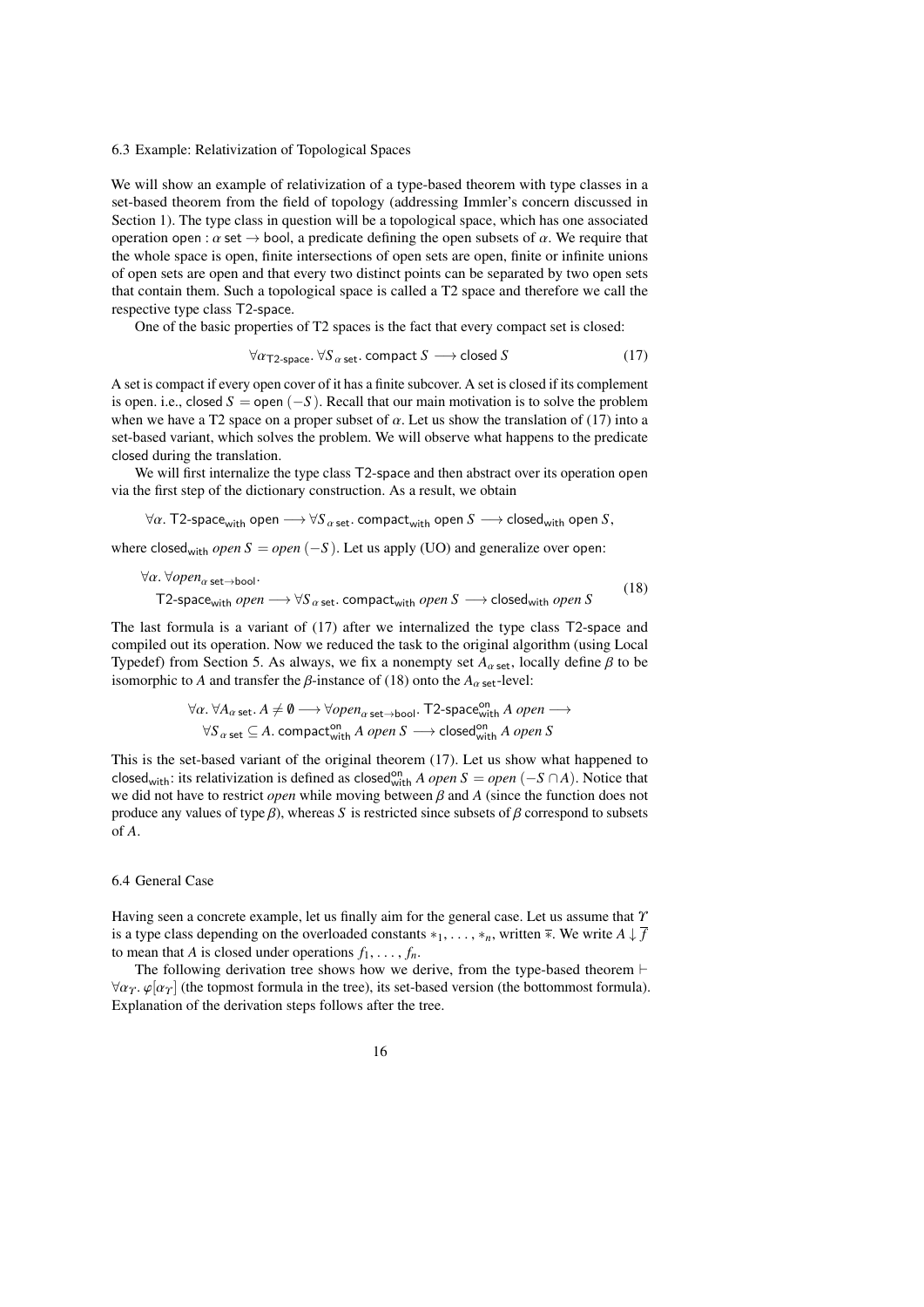### 6.3 Example: Relativization of Topological Spaces

We will show an example of relativization of a type-based theorem with type classes in a set-based theorem from the field of topology (addressing Immler's concern discussed in Section 1). The type class in question will be a topological space, which has one associated operation open : $\alpha$ set $\to$ bool, a predicate defining the open subsets of $\alpha$. We require that the whole space is open, finite intersections of open sets are open, finite or infinite unions of open sets are open and that every two distinct points can be separated by two open sets that contain them. Such a topological space is called a T2 space and therefore we call the respective type class T2-space.

One of the basic properties of T2 spaces is the fact that every compact set is closed:

$$\forall \alpha_{\mathsf{T2\text{-}space}}.\ \forall S_{\alpha\ \mathsf{set}}.\ \mathsf{compact}\ S \longrightarrow \mathsf{closed}\ S \tag{17}$$

A set is compact if every open cover of it has a finite subcover. A set is closed if its complement is open. i.e., closed $S$ = open $(-S)$. Recall that our main motivation is to solve the problem when we have a T2 space on a proper subset of $\alpha$. Let us show the translation of (17) into a set-based variant, which solves the problem. We will observe what happens to the predicate closed during the translation.

We will first internalize the type class T2-space and then abstract over its operation open via the first step of the dictionary construction. As a result, we obtain

$$\forall \alpha.\ \mathsf{T2\text{-}space_{with}}\ \mathsf{open} \longrightarrow \forall S_{\alpha\ \mathsf{set}}.\ \mathsf{compact_{with}}\ \mathsf{open}\ S \longrightarrow \mathsf{closed_{with}}\ \mathsf{open}\ S,$$

where $\mathsf{closed_{with}}\ open\ S = open\ (-S)$. Let us apply (UO) and generalize over open:

$$\begin{aligned}&\forall \alpha.\ \forall open_{\alpha\ \mathsf{set}\to\mathsf{bool}}.\\ &\quad \mathsf{T2\text{-}space_{with}}\ open \longrightarrow \forall S_{\alpha\ \mathsf{set}}.\ \mathsf{compact_{with}}\ open\ S \longrightarrow \mathsf{closed_{with}}\ open\ S\end{aligned} \tag{18}$$

The last formula is a variant of (17) after we internalized the type class T2-space and compiled out its operation. Now we reduced the task to the original algorithm (using Local Typedef) from Section 5. As always, we fix a nonempty set $A_{\alpha\ \mathsf{set}}$, locally define $\beta$ to be isomorphic to $A$ and transfer the $\beta$-instance of (18) onto the $A_{\alpha\ \mathsf{set}}$-level:

$$\begin{aligned}&\forall \alpha.\ \forall A_{\alpha\ \mathsf{set}}.\ A \neq \emptyset \longrightarrow \forall open_{\alpha\ \mathsf{set}\to\mathsf{bool}}.\ \mathsf{T2\text{-}space^{on}_{with}}\ A\ open \longrightarrow\\ &\quad \forall S_{\alpha\ \mathsf{set}} \subseteq A.\ \mathsf{compact^{on}_{with}}\ A\ open\ S \longrightarrow \mathsf{closed^{on}_{with}}\ A\ open\ S\end{aligned}$$

This is the set-based variant of the original theorem (17). Let us show what happened to $\mathsf{closed_{with}}$: its relativization is defined as $\mathsf{closed^{on}_{with}}\ A\ open\ S = open\ (-S \cap A)$. Notice that we did not have to restrict *open* while moving between $\beta$ and $A$ (since the function does not produce any values of type $\beta$), whereas $S$ is restricted since subsets of $\beta$ correspond to subsets of $A$.

### 6.4 General Case

Having seen a concrete example, let us finally aim for the general case. Let us assume that $\Upsilon$ is a type class depending on the overloaded constants $*_1, \ldots, *_n$, written $\overline{*}$. We write $A \downarrow \overline{f}$ to mean that $A$ is closed under operations $f_1, \ldots, f_n$.

The following derivation tree shows how we derive, from the type-based theorem $\vdash \forall \alpha_\Upsilon.\ \varphi[\alpha_\Upsilon]$ (the topmost formula in the tree), its set-based version (the bottommost formula). Explanation of the derivation steps follows after the tree.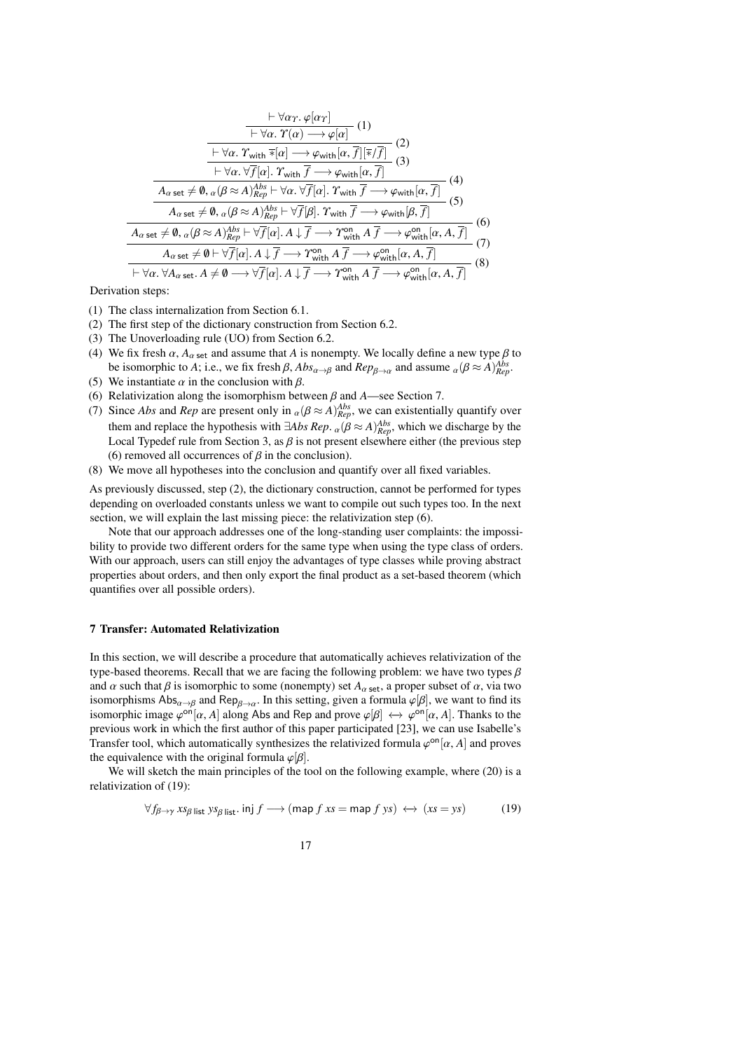$$
\dfrac{\dfrac{\dfrac{\dfrac{\dfrac{\dfrac{\dfrac{\dfrac{\vdash \forall \alpha_{\Upsilon}.\ \varphi[\alpha_{\Upsilon}]}{\vdash \forall \alpha.\ \Upsilon(\alpha) \longrightarrow \varphi[\alpha]}\ (1)}{\vdash \forall \alpha.\ \Upsilon_{\mathsf{with}}\ \overline{*}[\alpha] \longrightarrow \varphi_{\mathsf{with}}[\alpha, \overline{f}][\overline{*}/\overline{f}]}\ (2)}{\vdash \forall \alpha.\ \forall \overline{f}[\alpha].\ \Upsilon_{\mathsf{with}}\ \overline{f} \longrightarrow \varphi_{\mathsf{with}}[\alpha, \overline{f}]}\ (3)}{A_{\alpha\ \mathsf{set}} \neq \emptyset,\ {}_{\alpha}(\beta \approx A)^{Abs}_{Rep} \vdash \forall \alpha.\ \forall \overline{f}[\alpha].\ \Upsilon_{\mathsf{with}}\ \overline{f} \longrightarrow \varphi_{\mathsf{with}}[\alpha, \overline{f}]}\ (4)}{A_{\alpha\ \mathsf{set}} \neq \emptyset,\ {}_{\alpha}(\beta \approx A)^{Abs}_{Rep} \vdash \forall \overline{f}[\beta].\ \Upsilon_{\mathsf{with}}\ \overline{f} \longrightarrow \varphi_{\mathsf{with}}[\beta, \overline{f}]}\ (5)}{A_{\alpha\ \mathsf{set}} \neq \emptyset,\ {}_{\alpha}(\beta \approx A)^{Abs}_{Rep} \vdash \forall \overline{f}[\alpha].\ A \downarrow \overline{f} \longrightarrow \Upsilon^{\mathsf{on}}_{\mathsf{with}}\ A\ \overline{f} \longrightarrow \varphi^{\mathsf{on}}_{\mathsf{with}}[\alpha, A, \overline{f}]}\ (6)}{A_{\alpha\ \mathsf{set}} \neq \emptyset \vdash \forall \overline{f}[\alpha].\ A \downarrow \overline{f} \longrightarrow \Upsilon^{\mathsf{on}}_{\mathsf{with}}\ A\ \overline{f} \longrightarrow \varphi^{\mathsf{on}}_{\mathsf{with}}[\alpha, A, \overline{f}]}\ (7)}{\vdash \forall \alpha.\ \forall A_{\alpha\ \mathsf{set}}.\ A \neq \emptyset \longrightarrow \forall \overline{f}[\alpha].\ A \downarrow \overline{f} \longrightarrow \Upsilon^{\mathsf{on}}_{\mathsf{with}}\ A\ \overline{f} \longrightarrow \varphi^{\mathsf{on}}_{\mathsf{with}}[\alpha, A, \overline{f}]}\ (8)
$$

Derivation steps:

(1) The class internalization from Section 6.1.
(2) The first step of the dictionary construction from Section 6.2.
(3) The Unoverloading rule (UO) from Section 6.2.
(4) We fix fresh $\alpha$, $A_{\alpha\ \mathsf{set}}$ and assume that $A$ is nonempty. We locally define a new type $\beta$ to be isomorphic to $A$; i.e., we fix fresh $\beta$, $Abs_{\alpha \to \beta}$ and $Rep_{\beta \to \alpha}$ and assume ${}_{\alpha}(\beta \approx A)^{Abs}_{Rep}$.
(5) We instantiate $\alpha$ in the conclusion with $\beta$.
(6) Relativization along the isomorphism between $\beta$ and $A$—see Section 7.
(7) Since $Abs$ and $Rep$ are present only in ${}_{\alpha}(\beta \approx A)^{Abs}_{Rep}$, we can existentially quantify over them and replace the hypothesis with $\exists Abs\ Rep.\ {}_{\alpha}(\beta \approx A)^{Abs}_{Rep}$, which we discharge by the Local Typedef rule from Section 3, as $\beta$ is not present elsewhere either (the previous step (6) removed all occurrences of $\beta$ in the conclusion).
(8) We move all hypotheses into the conclusion and quantify over all fixed variables.

As previously discussed, step (2), the dictionary construction, cannot be performed for types depending on overloaded constants unless we want to compile out such types too. In the next section, we will explain the last missing piece: the relativization step (6).

Note that our approach addresses one of the long-standing user complaints: the impossibility to provide two different orders for the same type when using the type class of orders. With our approach, users can still enjoy the advantages of type classes while proving abstract properties about orders, and then only export the final product as a set-based theorem (which quantifies over all possible orders).

## 7 Transfer: Automated Relativization

In this section, we will describe a procedure that automatically achieves relativization of the type-based theorems. Recall that we are facing the following problem: we have two types $\beta$ and $\alpha$ such that $\beta$ is isomorphic to some (nonempty) set $A_{\alpha\ \mathsf{set}}$, a proper subset of $\alpha$, via two isomorphisms $\mathsf{Abs}_{\alpha \to \beta}$ and $\mathsf{Rep}_{\beta \to \alpha}$. In this setting, given a formula $\varphi[\beta]$, we want to find its isomorphic image $\varphi^{\mathsf{on}}[\alpha, A]$ along Abs and Rep and prove $\varphi[\beta] \longleftrightarrow \varphi^{\mathsf{on}}[\alpha, A]$. Thanks to the previous work in which the first author of this paper participated [23], we can use Isabelle's Transfer tool, which automatically synthesizes the relativized formula $\varphi^{\mathsf{on}}[\alpha, A]$ and proves the equivalence with the original formula $\varphi[\beta]$.

We will sketch the main principles of the tool on the following example, where (20) is a relativization of (19):

$$
\forall f_{\beta \to \gamma}\ xs_{\beta\ \mathsf{list}}\ ys_{\beta\ \mathsf{list}}.\ \mathsf{inj}\ f \longrightarrow (\mathsf{map}\ f\ xs = \mathsf{map}\ f\ ys) \longleftrightarrow (xs = ys) \tag{19}
$$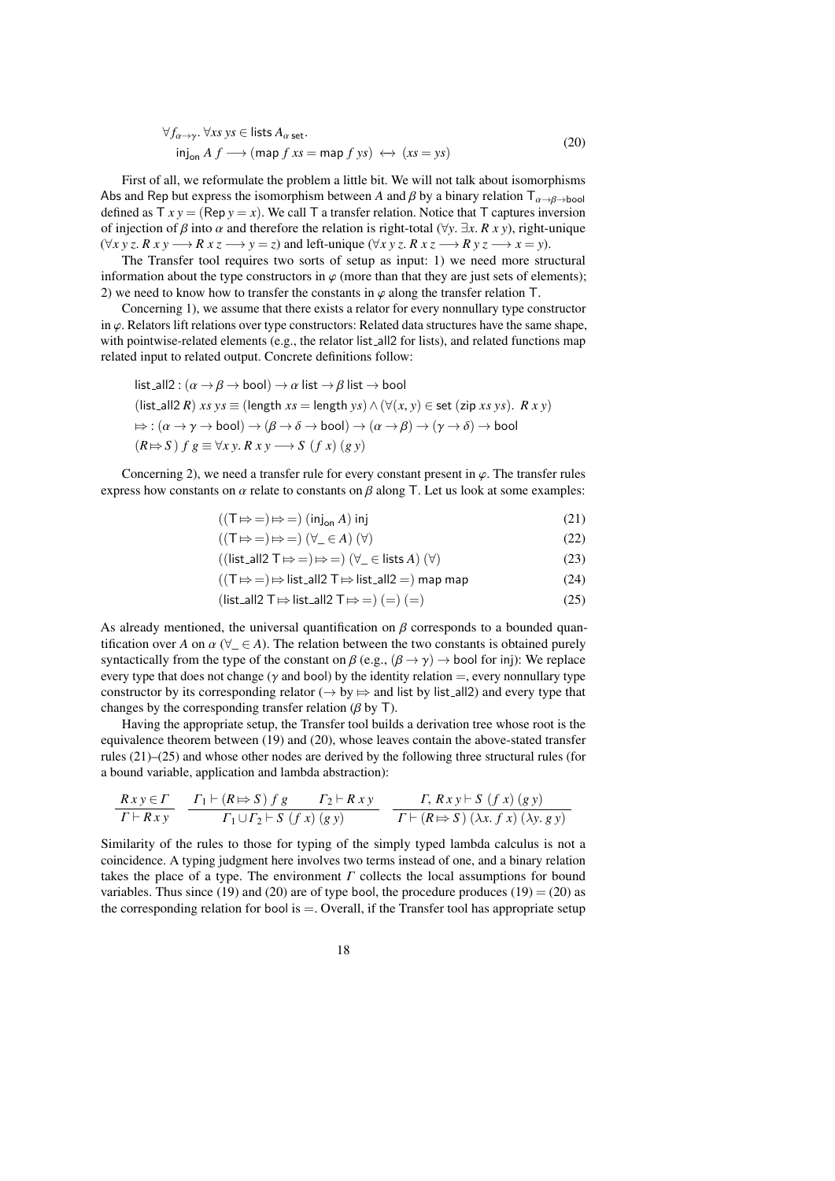$$\forall f_{\alpha \to \gamma}.\ \forall xs\ ys \in \mathsf{lists}\ A_{\alpha\ \mathsf{set}}.$$
$$\mathsf{inj_{on}}\ A\ f \longrightarrow (\mathsf{map}\ f\ xs = \mathsf{map}\ f\ ys) \leftrightarrow (xs = ys) \tag{20}$$

First of all, we reformulate the problem a little bit. We will not talk about isomorphisms Abs and Rep but express the isomorphism between $A$ and $\beta$ by a binary relation $\mathsf{T}_{\alpha \to \beta \to \mathsf{bool}}$ defined as $\mathsf{T}\ x\ y = (\mathsf{Rep}\ y = x)$. We call T a transfer relation. Notice that T captures inversion of injection of $\beta$ into $\alpha$ and therefore the relation is right-total ($\forall y.\ \exists x.\ R\ x\ y$), right-unique ($\forall x\ y\ z.\ R\ x\ y \longrightarrow R\ x\ z \longrightarrow y = z$) and left-unique ($\forall x\ y\ z.\ R\ x\ z \longrightarrow R\ y\ z \longrightarrow x = y$).

The Transfer tool requires two sorts of setup as input: 1) we need more structural information about the type constructors in $\varphi$ (more than that they are just sets of elements); 2) we need to know how to transfer the constants in $\varphi$ along the transfer relation T.

Concerning 1), we assume that there exists a relator for every nonnullary type constructor in $\varphi$. Relators lift relations over type constructors: Related data structures have the same shape, with pointwise-related elements (e.g., the relator list_all2 for lists), and related functions map related input to related output. Concrete definitions follow:

$$\mathsf{list\_all2} : (\alpha \to \beta \to \mathsf{bool}) \to \alpha\ \mathsf{list} \to \beta\ \mathsf{list} \to \mathsf{bool}$$
$$(\mathsf{list\_all2}\ R)\ xs\ ys \equiv (\mathsf{length}\ xs = \mathsf{length}\ ys) \wedge (\forall (x, y) \in \mathsf{set}\ (\mathsf{zip}\ xs\ ys).\ R\ x\ y)$$
$$\Mapsto : (\alpha \to \gamma \to \mathsf{bool}) \to (\beta \to \delta \to \mathsf{bool}) \to (\alpha \to \beta) \to (\gamma \to \delta) \to \mathsf{bool}$$
$$(R \Mapsto S)\ f\ g \equiv \forall x\ y.\ R\ x\ y \longrightarrow S\ (f\ x)\ (g\ y)$$

Concerning 2), we need a transfer rule for every constant present in $\varphi$. The transfer rules express how constants on $\alpha$ relate to constants on $\beta$ along T. Let us look at some examples:

$$((\mathsf{T} \Mapsto =) \Mapsto =)\ (\mathsf{inj_{on}}\ A)\ \mathsf{inj} \tag{21}$$
$$((\mathsf{T} \Mapsto =) \Mapsto =)\ (\forall\_ \in A)\ (\forall) \tag{22}$$
$$((\mathsf{list\_all2}\ \mathsf{T} \Mapsto =) \Mapsto =)\ (\forall\_ \in \mathsf{lists}\ A)\ (\forall) \tag{23}$$
$$((\mathsf{T} \Mapsto =) \Mapsto \mathsf{list\_all2}\ \mathsf{T} \Mapsto \mathsf{list\_all2} =)\ \mathsf{map}\ \mathsf{map} \tag{24}$$
$$(\mathsf{list\_all2}\ \mathsf{T} \Mapsto \mathsf{list\_all2}\ \mathsf{T} \Mapsto =)\ (=)\ (=) \tag{25}$$

As already mentioned, the universal quantification on $\beta$ corresponds to a bounded quantification over $A$ on $\alpha$ ($\forall\_ \in A$). The relation between the two constants is obtained purely syntactically from the type of the constant on $\beta$ (e.g., $(\beta \to \gamma) \to \mathsf{bool}$ for inj): We replace every type that does not change ($\gamma$ and bool) by the identity relation $=$, every nonnullary type constructor by its corresponding relator ($\to$ by $\Mapsto$ and list by list_all2) and every type that changes by the corresponding transfer relation ($\beta$ by T).

Having the appropriate setup, the Transfer tool builds a derivation tree whose root is the equivalence theorem between (19) and (20), whose leaves contain the above-stated transfer rules (21)–(25) and whose other nodes are derived by the following three structural rules (for a bound variable, application and lambda abstraction):

$$\frac{R\ x\ y \in \Gamma}{\Gamma \vdash R\ x\ y} \qquad \frac{\Gamma_1 \vdash (R \Mapsto S)\ f\ g \qquad \Gamma_2 \vdash R\ x\ y}{\Gamma_1 \cup \Gamma_2 \vdash S\ (f\ x)\ (g\ y)} \qquad \frac{\Gamma, R\ x\ y \vdash S\ (f\ x)\ (g\ y)}{\Gamma \vdash (R \Mapsto S)\ (\lambda x.\ f\ x)\ (\lambda y.\ g\ y)}$$

Similarity of the rules to those for typing of the simply typed lambda calculus is not a coincidence. A typing judgment here involves two terms instead of one, and a binary relation takes the place of a type. The environment $\Gamma$ collects the local assumptions for bound variables. Thus since (19) and (20) are of type bool, the procedure produces (19) = (20) as the corresponding relation for bool is $=$. Overall, if the Transfer tool has appropriate setup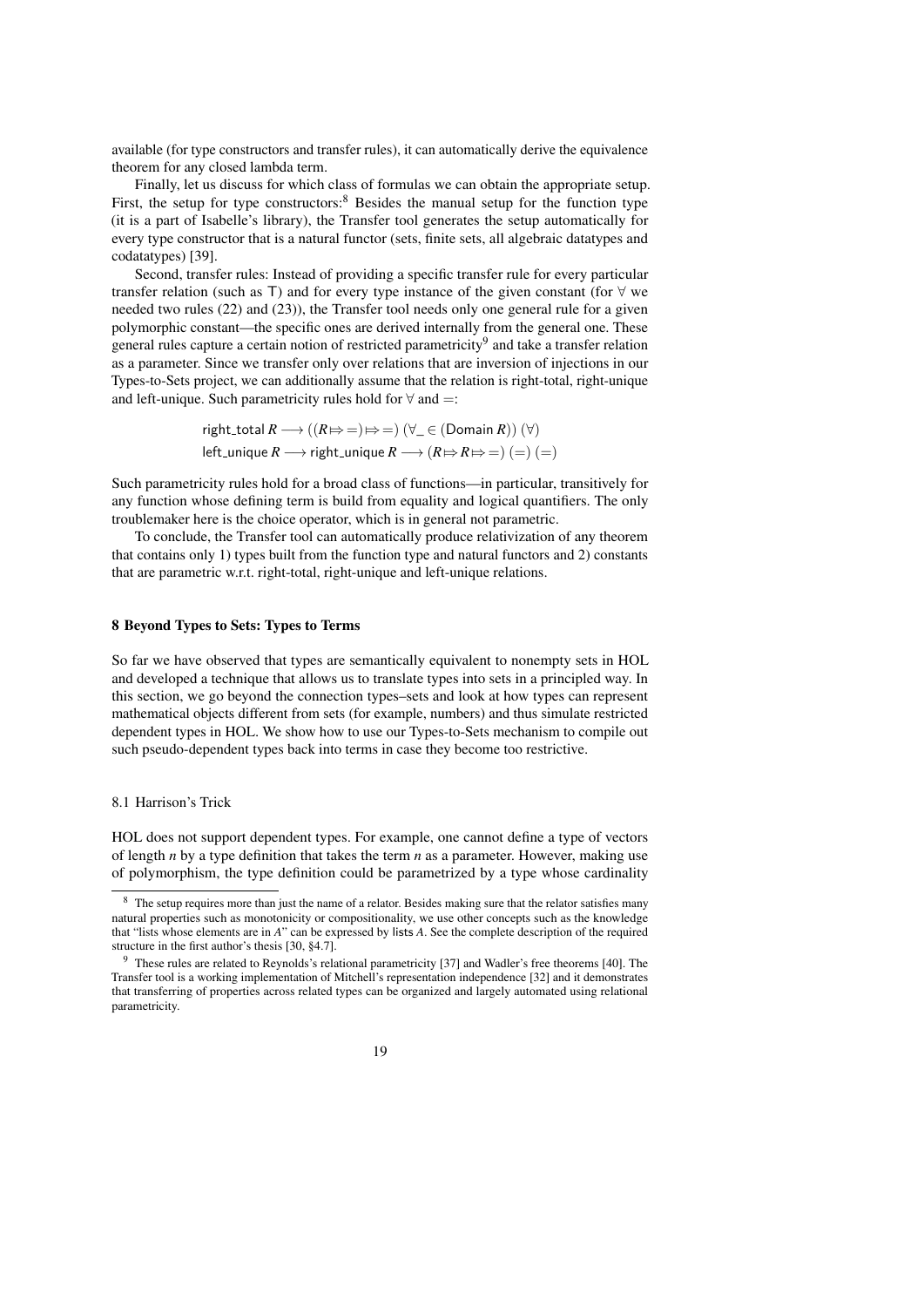available (for type constructors and transfer rules), it can automatically derive the equivalence theorem for any closed lambda term.

Finally, let us discuss for which class of formulas we can obtain the appropriate setup. First, the setup for type constructors:[8] Besides the manual setup for the function type (it is a part of Isabelle's library), the Transfer tool generates the setup automatically for every type constructor that is a natural functor (sets, finite sets, all algebraic datatypes and codatatypes) [39].

Second, transfer rules: Instead of providing a specific transfer rule for every particular transfer relation (such as $\mathsf{T}$) and for every type instance of the given constant (for $\forall$ we needed two rules (22) and (23)), the Transfer tool needs only one general rule for a given polymorphic constant—the specific ones are derived internally from the general one. These general rules capture a certain notion of restricted parametricity[9] and take a transfer relation as a parameter. Since we transfer only over relations that are inversion of injections in our Types-to-Sets project, we can additionally assume that the relation is right-total, right-unique and left-unique. Such parametricity rules hold for $\forall$ and $=$:

$$\mathsf{right\_total}\, R \longrightarrow ((R \Rrightarrow =) \Rrightarrow =)\ (\forall\_ \in (\mathsf{Domain}\, R))\ (\forall)$$
$$\mathsf{left\_unique}\, R \longrightarrow \mathsf{right\_unique}\, R \longrightarrow (R \Rrightarrow R \Rrightarrow =)\ (=)\ (=)$$

Such parametricity rules hold for a broad class of functions—in particular, transitively for any function whose defining term is build from equality and logical quantifiers. The only troublemaker here is the choice operator, which is in general not parametric.

To conclude, the Transfer tool can automatically produce relativization of any theorem that contains only 1) types built from the function type and natural functors and 2) constants that are parametric w.r.t. right-total, right-unique and left-unique relations.

## 8 Beyond Types to Sets: Types to Terms

So far we have observed that types are semantically equivalent to nonempty sets in HOL and developed a technique that allows us to translate types into sets in a principled way. In this section, we go beyond the connection types–sets and look at how types can represent mathematical objects different from sets (for example, numbers) and thus simulate restricted dependent types in HOL. We show how to use our Types-to-Sets mechanism to compile out such pseudo-dependent types back into terms in case they become too restrictive.

### 8.1 Harrison's Trick

HOL does not support dependent types. For example, one cannot define a type of vectors of length $n$ by a type definition that takes the term $n$ as a parameter. However, making use of polymorphism, the type definition could be parametrized by a type whose cardinality

---

[8] The setup requires more than just the name of a relator. Besides making sure that the relator satisfies many natural properties such as monotonicity or compositionality, we use other concepts such as the knowledge that "lists whose elements are in $A$" can be expressed by $\mathsf{lists}\, A$. See the complete description of the required structure in the first author's thesis [30, §4.7].

[9] These rules are related to Reynolds's relational parametricity [37] and Wadler's free theorems [40]. The Transfer tool is a working implementation of Mitchell's representation independence [32] and it demonstrates that transferring of properties across related types can be organized and largely automated using relational parametricity.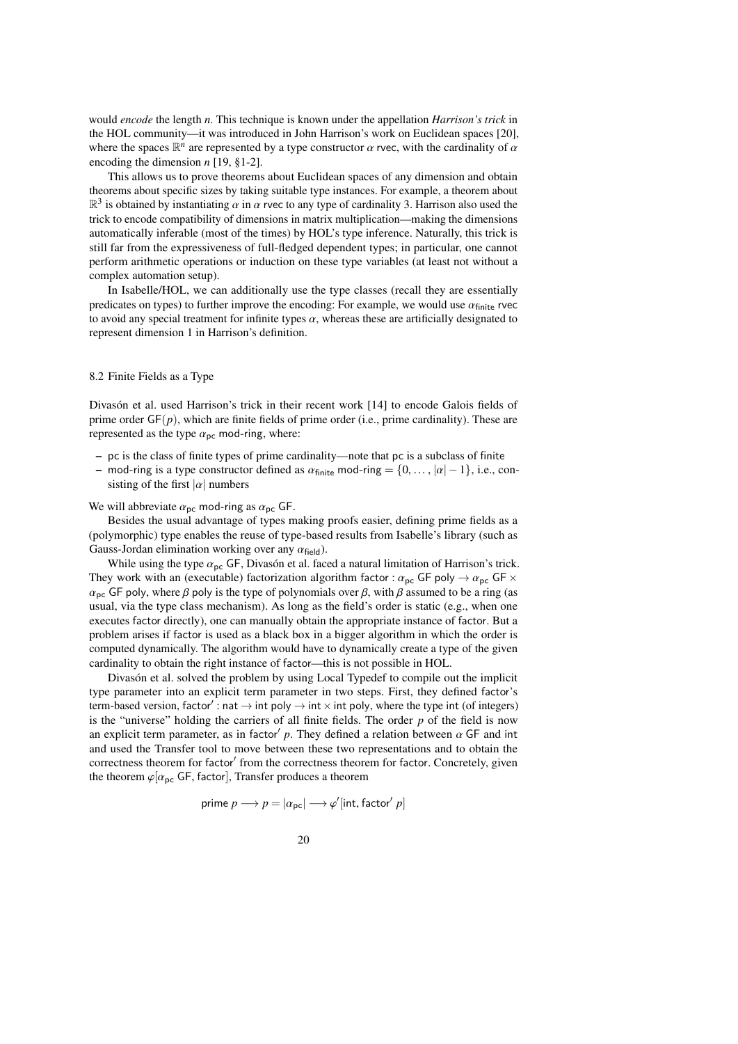would *encode* the length $n$. This technique is known under the appellation *Harrison's trick* in the HOL community—it was introduced in John Harrison's work on Euclidean spaces [20], where the spaces $\mathbb{R}^n$ are represented by a type constructor $\alpha$ rvec, with the cardinality of $\alpha$ encoding the dimension $n$ [19, §1-2].

This allows us to prove theorems about Euclidean spaces of any dimension and obtain theorems about specific sizes by taking suitable type instances. For example, a theorem about $\mathbb{R}^3$ is obtained by instantiating $\alpha$ in $\alpha$ rvec to any type of cardinality 3. Harrison also used the trick to encode compatibility of dimensions in matrix multiplication—making the dimensions automatically inferable (most of the times) by HOL's type inference. Naturally, this trick is still far from the expressiveness of full-fledged dependent types; in particular, one cannot perform arithmetic operations or induction on these type variables (at least not without a complex automation setup).

In Isabelle/HOL, we can additionally use the type classes (recall they are essentially predicates on types) to further improve the encoding: For example, we would use $\alpha_{\mathsf{finite}}$ rvec to avoid any special treatment for infinite types $\alpha$, whereas these are artificially designated to represent dimension 1 in Harrison's definition.

### 8.2 Finite Fields as a Type

Divasón et al. used Harrison's trick in their recent work [14] to encode Galois fields of prime order $\mathsf{GF}(p)$, which are finite fields of prime order (i.e., prime cardinality). These are represented as the type $\alpha_{\mathsf{pc}}$ mod-ring, where:

- pc is the class of finite types of prime cardinality—note that pc is a subclass of finite
- mod-ring is a type constructor defined as $\alpha_{\mathsf{finite}}$ mod-ring $= \{0, \ldots, |\alpha| - 1\}$, i.e., consisting of the first $|\alpha|$ numbers

We will abbreviate $\alpha_{\mathsf{pc}}$ mod-ring as $\alpha_{\mathsf{pc}}$ GF.

Besides the usual advantage of types making proofs easier, defining prime fields as a (polymorphic) type enables the reuse of type-based results from Isabelle's library (such as Gauss-Jordan elimination working over any $\alpha_{\mathsf{field}}$).

While using the type $\alpha_{\mathsf{pc}}$ GF, Divasón et al. faced a natural limitation of Harrison's trick. They work with an (executable) factorization algorithm factor : $\alpha_{\mathsf{pc}}$ GF poly $\rightarrow \alpha_{\mathsf{pc}}$ GF $\times$ $\alpha_{\mathsf{pc}}$ GF poly, where $\beta$ poly is the type of polynomials over $\beta$, with $\beta$ assumed to be a ring (as usual, via the type class mechanism). As long as the field's order is static (e.g., when one executes factor directly), one can manually obtain the appropriate instance of factor. But a problem arises if factor is used as a black box in a bigger algorithm in which the order is computed dynamically. The algorithm would have to dynamically create a type of the given cardinality to obtain the right instance of factor—this is not possible in HOL.

Divasón et al. solved the problem by using Local Typedef to compile out the implicit type parameter into an explicit term parameter in two steps. First, they defined factor's term-based version, factor$'$ : nat $\rightarrow$ int poly $\rightarrow$ int $\times$ int poly, where the type int (of integers) is the "universe" holding the carriers of all finite fields. The order $p$ of the field is now an explicit term parameter, as in factor$'$ $p$. They defined a relation between $\alpha$ GF and int and used the Transfer tool to move between these two representations and to obtain the correctness theorem for factor$'$ from the correctness theorem for factor. Concretely, given the theorem $\varphi[\alpha_{\mathsf{pc}}$ GF, factor$]$, Transfer produces a theorem

$$\mathsf{prime}\ p \longrightarrow p = |\alpha_{\mathsf{pc}}| \longrightarrow \varphi'[\mathsf{int}, \mathsf{factor}'\ p]$$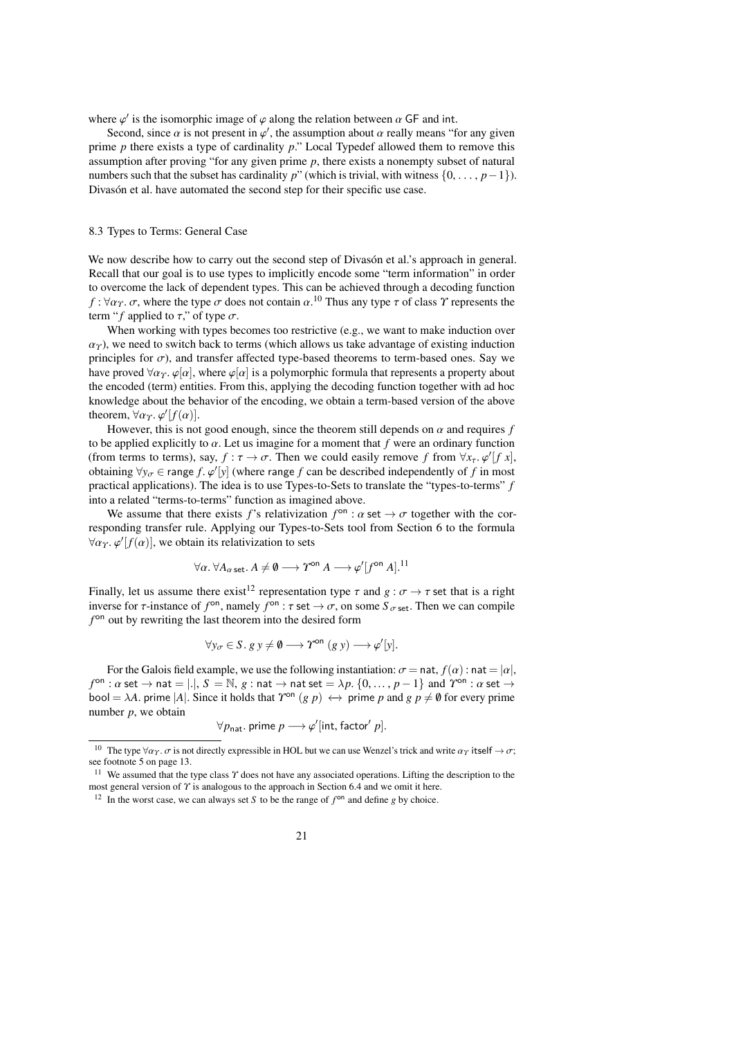where $\varphi'$ is the isomorphic image of $\varphi$ along the relation between $\alpha$ GF and int.

Second, since $\alpha$ is not present in $\varphi'$, the assumption about $\alpha$ really means "for any given prime $p$ there exists a type of cardinality $p$." Local Typedef allowed them to remove this assumption after proving "for any given prime $p$, there exists a nonempty subset of natural numbers such that the subset has cardinality $p$" (which is trivial, with witness $\{0, \ldots, p-1\}$). Divasón et al. have automated the second step for their specific use case.

### 8.3 Types to Terms: General Case

We now describe how to carry out the second step of Divasón et al.'s approach in general. Recall that our goal is to use types to implicitly encode some "term information" in order to overcome the lack of dependent types. This can be achieved through a decoding function $f : \forall \alpha_\Upsilon.\, \sigma$, where the type $\sigma$ does not contain $\alpha$.[10] Thus any type $\tau$ of class $\Upsilon$ represents the term "$f$ applied to $\tau$," of type $\sigma$.

When working with types becomes too restrictive (e.g., we want to make induction over $\alpha_\Upsilon$), we need to switch back to terms (which allows us take advantage of existing induction principles for $\sigma$), and transfer affected type-based theorems to term-based ones. Say we have proved $\forall \alpha_\Upsilon.\, \varphi[\alpha]$, where $\varphi[\alpha]$ is a polymorphic formula that represents a property about the encoded (term) entities. From this, applying the decoding function together with ad hoc knowledge about the behavior of the encoding, we obtain a term-based version of the above theorem, $\forall \alpha_\Upsilon.\, \varphi'[f(\alpha)]$.

However, this is not good enough, since the theorem still depends on $\alpha$ and requires $f$ to be applied explicitly to $\alpha$. Let us imagine for a moment that $f$ were an ordinary function (from terms to terms), say, $f : \tau \to \sigma$. Then we could easily remove $f$ from $\forall x_\tau.\, \varphi'[f\ x]$, obtaining $\forall y_\sigma \in \mathsf{range}\ f.\, \varphi'[y]$ (where range $f$ can be described independently of $f$ in most practical applications). The idea is to use Types-to-Sets to translate the "types-to-terms" $f$ into a related "terms-to-terms" function as imagined above.

We assume that there exists $f$'s relativization $f^{\mathsf{on}} : \alpha\ \mathsf{set} \to \sigma$ together with the corresponding transfer rule. Applying our Types-to-Sets tool from Section 6 to the formula $\forall \alpha_\Upsilon.\, \varphi'[f(\alpha)]$, we obtain its relativization to sets

$$\forall \alpha.\, \forall A_{\alpha\ \mathsf{set}}.\, A \neq \emptyset \longrightarrow \Upsilon^{\mathsf{on}}\ A \longrightarrow \varphi'[f^{\mathsf{on}}\ A].$$

[11]

Finally, let us assume there exist[12] representation type $\tau$ and $g : \sigma \to \tau\ \mathsf{set}$ that is a right inverse for $\tau$-instance of $f^{\mathsf{on}}$, namely $f^{\mathsf{on}} : \tau\ \mathsf{set} \to \sigma$, on some $S_{\sigma\ \mathsf{set}}$. Then we can compile $f^{\mathsf{on}}$ out by rewriting the last theorem into the desired form

$$\forall y_\sigma \in S.\, g\ y \neq \emptyset \longrightarrow \Upsilon^{\mathsf{on}}\ (g\ y) \longrightarrow \varphi'[y].$$

For the Galois field example, we use the following instantiation: $\sigma = \mathsf{nat}$, $f(\alpha) : \mathsf{nat} = |\alpha|$, $f^{\mathsf{on}} : \alpha\ \mathsf{set} \to \mathsf{nat} = |.|$, $S = \mathbb{N}$, $g : \mathsf{nat} \to \mathsf{nat\ set} = \lambda p.\, \{0, \ldots, p-1\}$ and $\Upsilon^{\mathsf{on}} : \alpha\ \mathsf{set} \to \mathsf{bool} = \lambda A.\ \mathsf{prime}\ |A|$. Since it holds that $\Upsilon^{\mathsf{on}}\ (g\ p) \leftrightarrow \mathsf{prime}\ p$ and $g\ p \neq \emptyset$ for every prime number $p$, we obtain

$$\forall p_{\mathsf{nat}}.\ \mathsf{prime}\ p \longrightarrow \varphi'[\mathsf{int}, \mathsf{factor}'\ p].$$

---

[10] The type $\forall \alpha_\Upsilon.\, \sigma$ is not directly expressible in HOL but we can use Wenzel's trick and write $\alpha_\Upsilon\ \mathsf{itself} \to \sigma$; see footnote 5 on page 13.

[11] We assumed that the type class $\Upsilon$ does not have any associated operations. Lifting the description to the most general version of $\Upsilon$ is analogous to the approach in Section 6.4 and we omit it here.

[12] In the worst case, we can always set $S$ to be the range of $f^{\mathsf{on}}$ and define $g$ by choice.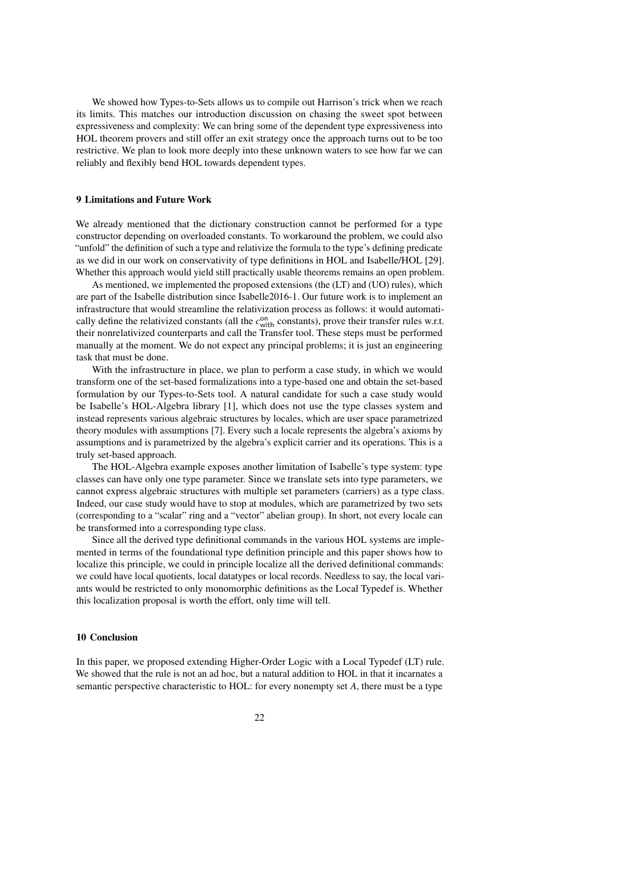We showed how Types-to-Sets allows us to compile out Harrison's trick when we reach its limits. This matches our introduction discussion on chasing the sweet spot between expressiveness and complexity: We can bring some of the dependent type expressiveness into HOL theorem provers and still offer an exit strategy once the approach turns out to be too restrictive. We plan to look more deeply into these unknown waters to see how far we can reliably and flexibly bend HOL towards dependent types.

## 9 Limitations and Future Work

We already mentioned that the dictionary construction cannot be performed for a type constructor depending on overloaded constants. To workaround the problem, we could also "unfold" the definition of such a type and relativize the formula to the type's defining predicate as we did in our work on conservativity of type definitions in HOL and Isabelle/HOL [29]. Whether this approach would yield still practically usable theorems remains an open problem.

As mentioned, we implemented the proposed extensions (the (LT) and (UO) rules), which are part of the Isabelle distribution since Isabelle2016-1. Our future work is to implement an infrastructure that would streamline the relativization process as follows: it would automatically define the relativized constants (all the $c^{\mathsf{on}}_{\mathsf{with}}$ constants), prove their transfer rules w.r.t. their nonrelativized counterparts and call the Transfer tool. These steps must be performed manually at the moment. We do not expect any principal problems; it is just an engineering task that must be done.

With the infrastructure in place, we plan to perform a case study, in which we would transform one of the set-based formalizations into a type-based one and obtain the set-based formulation by our Types-to-Sets tool. A natural candidate for such a case study would be Isabelle's HOL-Algebra library [1], which does not use the type classes system and instead represents various algebraic structures by locales, which are user space parametrized theory modules with assumptions [7]. Every such a locale represents the algebra's axioms by assumptions and is parametrized by the algebra's explicit carrier and its operations. This is a truly set-based approach.

The HOL-Algebra example exposes another limitation of Isabelle's type system: type classes can have only one type parameter. Since we translate sets into type parameters, we cannot express algebraic structures with multiple set parameters (carriers) as a type class. Indeed, our case study would have to stop at modules, which are parametrized by two sets (corresponding to a "scalar" ring and a "vector" abelian group). In short, not every locale can be transformed into a corresponding type class.

Since all the derived type definitional commands in the various HOL systems are implemented in terms of the foundational type definition principle and this paper shows how to localize this principle, we could in principle localize all the derived definitional commands: we could have local quotients, local datatypes or local records. Needless to say, the local variants would be restricted to only monomorphic definitions as the Local Typedef is. Whether this localization proposal is worth the effort, only time will tell.

## 10 Conclusion

In this paper, we proposed extending Higher-Order Logic with a Local Typedef (LT) rule. We showed that the rule is not an ad hoc, but a natural addition to HOL in that it incarnates a semantic perspective characteristic to HOL: for every nonempty set $A$, there must be a type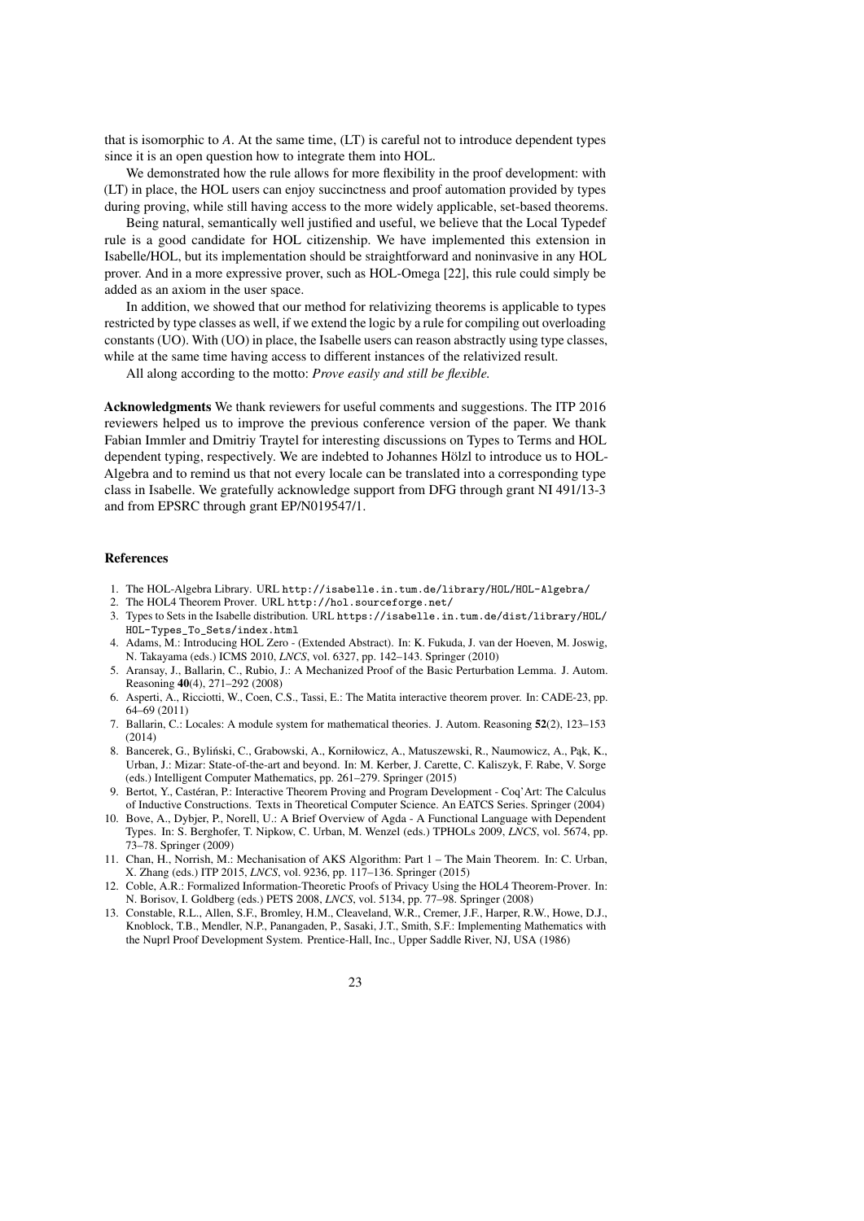that is isomorphic to $A$. At the same time, (LT) is careful not to introduce dependent types since it is an open question how to integrate them into HOL.

We demonstrated how the rule allows for more flexibility in the proof development: with (LT) in place, the HOL users can enjoy succinctness and proof automation provided by types during proving, while still having access to the more widely applicable, set-based theorems.

Being natural, semantically well justified and useful, we believe that the Local Typedef rule is a good candidate for HOL citizenship. We have implemented this extension in Isabelle/HOL, but its implementation should be straightforward and noninvasive in any HOL prover. And in a more expressive prover, such as HOL-Omega [22], this rule could simply be added as an axiom in the user space.

In addition, we showed that our method for relativizing theorems is applicable to types restricted by type classes as well, if we extend the logic by a rule for compiling out overloading constants (UO). With (UO) in place, the Isabelle users can reason abstractly using type classes, while at the same time having access to different instances of the relativized result.

All along according to the motto: *Prove easily and still be flexible.*

**Acknowledgments** We thank reviewers for useful comments and suggestions. The ITP 2016 reviewers helped us to improve the previous conference version of the paper. We thank Fabian Immler and Dmitriy Traytel for interesting discussions on Types to Terms and HOL dependent typing, respectively. We are indebted to Johannes Hölzl to introduce us to HOL-Algebra and to remind us that not every locale can be translated into a corresponding type class in Isabelle. We gratefully acknowledge support from DFG through grant NI 491/13-3 and from EPSRC through grant EP/N019547/1.

## References

1. The HOL-Algebra Library. URL `http://isabelle.in.tum.de/library/HOL/HOL-Algebra/`
2. The HOL4 Theorem Prover. URL `http://hol.sourceforge.net/`
3. Types to Sets in the Isabelle distribution. URL `https://isabelle.in.tum.de/dist/library/HOL/HOL-Types_To_Sets/index.html`
4. Adams, M.: Introducing HOL Zero - (Extended Abstract). In: K. Fukuda, J. van der Hoeven, M. Joswig, N. Takayama (eds.) ICMS 2010, *LNCS*, vol. 6327, pp. 142–143. Springer (2010)
5. Aransay, J., Ballarin, C., Rubio, J.: A Mechanized Proof of the Basic Perturbation Lemma. J. Autom. Reasoning **40**(4), 271–292 (2008)
6. Asperti, A., Ricciotti, W., Coen, C.S., Tassi, E.: The Matita interactive theorem prover. In: CADE-23, pp. 64–69 (2011)
7. Ballarin, C.: Locales: A module system for mathematical theories. J. Autom. Reasoning **52**(2), 123–153 (2014)
8. Bancerek, G., Byliński, C., Grabowski, A., Korniłowicz, A., Matuszewski, R., Naumowicz, A., Pąk, K., Urban, J.: Mizar: State-of-the-art and beyond. In: M. Kerber, J. Carette, C. Kaliszyk, F. Rabe, V. Sorge (eds.) Intelligent Computer Mathematics, pp. 261–279. Springer (2015)
9. Bertot, Y., Castéran, P.: Interactive Theorem Proving and Program Development - Coq'Art: The Calculus of Inductive Constructions. Texts in Theoretical Computer Science. An EATCS Series. Springer (2004)
10. Bove, A., Dybjer, P., Norell, U.: A Brief Overview of Agda - A Functional Language with Dependent Types. In: S. Berghofer, T. Nipkow, C. Urban, M. Wenzel (eds.) TPHOLs 2009, *LNCS*, vol. 5674, pp. 73–78. Springer (2009)
11. Chan, H., Norrish, M.: Mechanisation of AKS Algorithm: Part 1 – The Main Theorem. In: C. Urban, X. Zhang (eds.) ITP 2015, *LNCS*, vol. 9236, pp. 117–136. Springer (2015)
12. Coble, A.R.: Formalized Information-Theoretic Proofs of Privacy Using the HOL4 Theorem-Prover. In: N. Borisov, I. Goldberg (eds.) PETS 2008, *LNCS*, vol. 5134, pp. 77–98. Springer (2008)
13. Constable, R.L., Allen, S.F., Bromley, H.M., Cleaveland, W.R., Cremer, J.F., Harper, R.W., Howe, D.J., Knoblock, T.B., Mendler, N.P., Panangaden, P., Sasaki, J.T., Smith, S.F.: Implementing Mathematics with the Nuprl Proof Development System. Prentice-Hall, Inc., Upper Saddle River, NJ, USA (1986)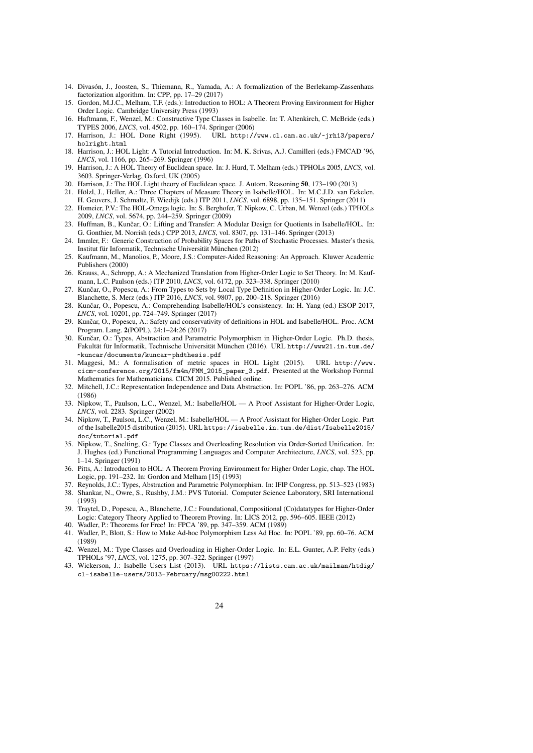14. Divasón, J., Joosten, S., Thiemann, R., Yamada, A.: A formalization of the Berlekamp-Zassenhaus factorization algorithm. In: CPP, pp. 17–29 (2017)
15. Gordon, M.J.C., Melham, T.F. (eds.): Introduction to HOL: A Theorem Proving Environment for Higher Order Logic. Cambridge University Press (1993)
16. Haftmann, F., Wenzel, M.: Constructive Type Classes in Isabelle. In: T. Altenkirch, C. McBride (eds.) TYPES 2006, *LNCS*, vol. 4502, pp. 160–174. Springer (2006)
17. Harrison, J.: HOL Done Right (1995). URL `http://www.cl.cam.ac.uk/~jrh13/papers/holright.html`
18. Harrison, J.: HOL Light: A Tutorial Introduction. In: M. K. Srivas, A.J. Camilleri (eds.) FMCAD '96, *LNCS*, vol. 1166, pp. 265–269. Springer (1996)
19. Harrison, J.: A HOL Theory of Euclidean space. In: J. Hurd, T. Melham (eds.) TPHOLs 2005, *LNCS*, vol. 3603. Springer-Verlag, Oxford, UK (2005)
20. Harrison, J.: The HOL Light theory of Euclidean space. J. Autom. Reasoning **50**, 173–190 (2013)
21. Hölzl, J., Heller, A.: Three Chapters of Measure Theory in Isabelle/HOL. In: M.C.J.D. van Eekelen, H. Geuvers, J. Schmaltz, F. Wiedijk (eds.) ITP 2011, *LNCS*, vol. 6898, pp. 135–151. Springer (2011)
22. Homeier, P.V.: The HOL-Omega logic. In: S. Berghofer, T. Nipkow, C. Urban, M. Wenzel (eds.) TPHOLs 2009, *LNCS*, vol. 5674, pp. 244–259. Springer (2009)
23. Huffman, B., Kunčar, O.: Lifting and Transfer: A Modular Design for Quotients in Isabelle/HOL. In: G. Gonthier, M. Norrish (eds.) CPP 2013, *LNCS*, vol. 8307, pp. 131–146. Springer (2013)
24. Immler, F.: Generic Construction of Probability Spaces for Paths of Stochastic Processes. Master's thesis, Institut für Informatik, Technische Universität München (2012)
25. Kaufmann, M., Manolios, P., Moore, J.S.: Computer-Aided Reasoning: An Approach. Kluwer Academic Publishers (2000)
26. Krauss, A., Schropp, A.: A Mechanized Translation from Higher-Order Logic to Set Theory. In: M. Kaufmann, L.C. Paulson (eds.) ITP 2010, *LNCS*, vol. 6172, pp. 323–338. Springer (2010)
27. Kunčar, O., Popescu, A.: From Types to Sets by Local Type Definition in Higher-Order Logic. In: J.C. Blanchette, S. Merz (eds.) ITP 2016, *LNCS*, vol. 9807, pp. 200–218. Springer (2016)
28. Kunčar, O., Popescu, A.: Comprehending Isabelle/HOL's consistency. In: H. Yang (ed.) ESOP 2017, *LNCS*, vol. 10201, pp. 724–749. Springer (2017)
29. Kunčar, O., Popescu, A.: Safety and conservativity of definitions in HOL and Isabelle/HOL. Proc. ACM Program. Lang. **2**(POPL), 24:1–24:26 (2017)
30. Kunčar, O.: Types, Abstraction and Parametric Polymorphism in Higher-Order Logic. Ph.D. thesis, Fakultät für Informatik, Technische Universität München (2016). URL `http://www21.in.tum.de/~kuncar/documents/kuncar-phdthesis.pdf`
31. Maggesi, M.: A formalisation of metric spaces in HOL Light (2015). URL `http://www.cicm-conference.org/2015/fm4m/FMM_2015_paper_3.pdf`. Presented at the Workshop Formal Mathematics for Mathematicians. CICM 2015. Published online.
32. Mitchell, J.C.: Representation Independence and Data Abstraction. In: POPL '86, pp. 263–276. ACM (1986)
33. Nipkow, T., Paulson, L.C., Wenzel, M.: Isabelle/HOL — A Proof Assistant for Higher-Order Logic, *LNCS*, vol. 2283. Springer (2002)
34. Nipkow, T., Paulson, L.C., Wenzel, M.: Isabelle/HOL — A Proof Assistant for Higher-Order Logic. Part of the Isabelle2015 distribution (2015). URL `https://isabelle.in.tum.de/dist/Isabelle2015/doc/tutorial.pdf`
35. Nipkow, T., Snelting, G.: Type Classes and Overloading Resolution via Order-Sorted Unification. In: J. Hughes (ed.) Functional Programming Languages and Computer Architecture, *LNCS*, vol. 523, pp. 1–14. Springer (1991)
36. Pitts, A.: Introduction to HOL: A Theorem Proving Environment for Higher Order Logic, chap. The HOL Logic, pp. 191–232. In: Gordon and Melham [15] (1993)
37. Reynolds, J.C.: Types, Abstraction and Parametric Polymorphism. In: IFIP Congress, pp. 513–523 (1983)
38. Shankar, N., Owre, S., Rushby, J.M.: PVS Tutorial. Computer Science Laboratory, SRI International (1993)
39. Traytel, D., Popescu, A., Blanchette, J.C.: Foundational, Compositional (Co)datatypes for Higher-Order Logic: Category Theory Applied to Theorem Proving. In: LICS 2012, pp. 596–605. IEEE (2012)
40. Wadler, P.: Theorems for Free! In: FPCA '89, pp. 347–359. ACM (1989)
41. Wadler, P., Blott, S.: How to Make Ad-hoc Polymorphism Less Ad Hoc. In: POPL '89, pp. 60–76. ACM (1989)
42. Wenzel, M.: Type Classes and Overloading in Higher-Order Logic. In: E.L. Gunter, A.P. Felty (eds.) TPHOLs '97, *LNCS*, vol. 1275, pp. 307–322. Springer (1997)
43. Wickerson, J.: Isabelle Users List (2013). URL `https://lists.cam.ac.uk/mailman/htdig/cl-isabelle-users/2013-February/msg00222.html`